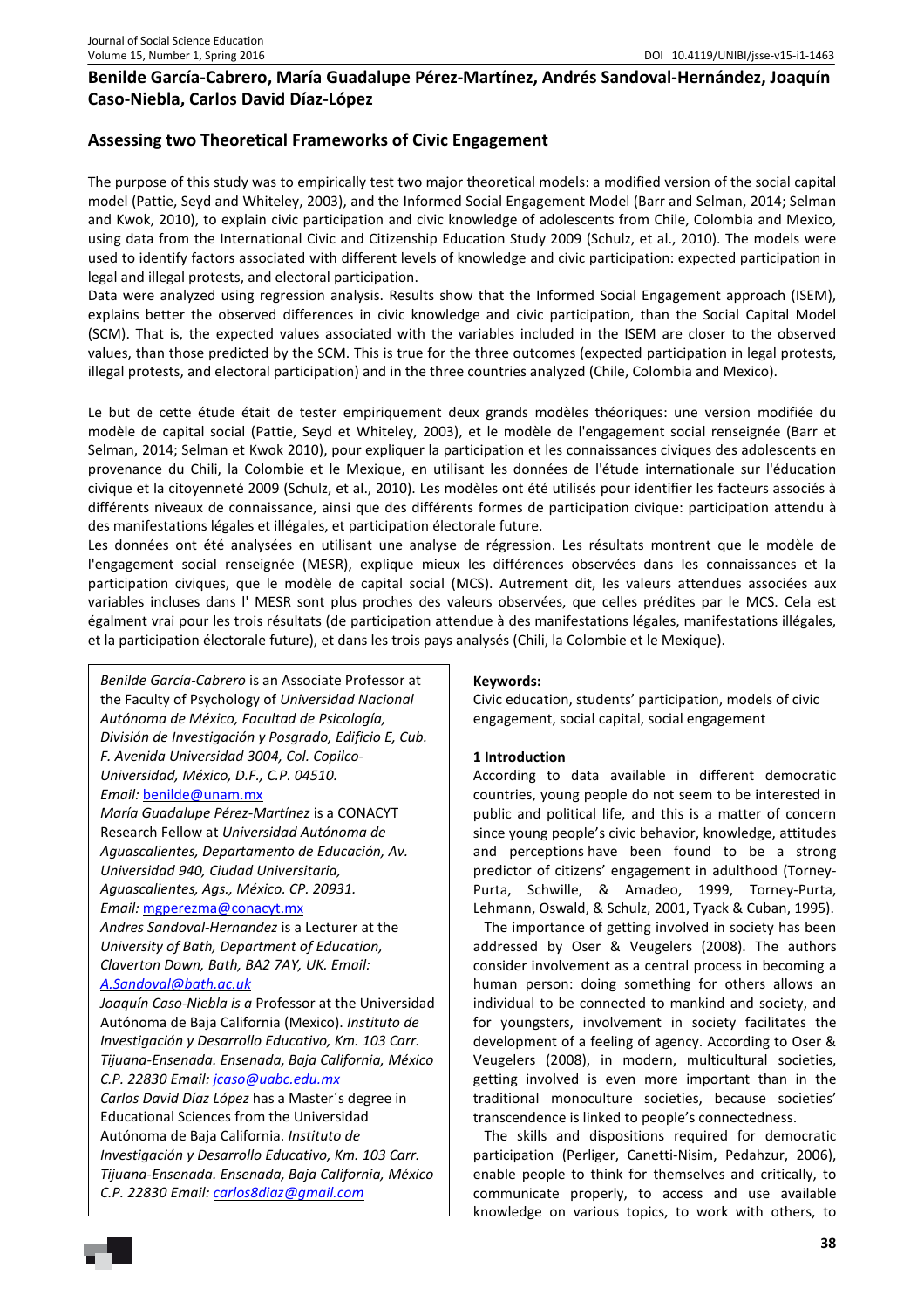**Benilde García-Cabrero, María Guadalupe Pérez-Martínez, Andrés Sandoval-Hernández, Joaquín Caso-Niebla, Carlos David Díaz-López**

# Assessing two Theoretical Frameworks of Civic Engagement

The purpose of this study was to empirically test two major theoretical models: a modified version of the social capital model (Pattie, Seyd and Whiteley, 2003), and the Informed Social Engagement Model (Barr and Selman, 2014; Selman and Kwok, 2010), to explain civic participation and civic knowledge of adolescents from Chile, Colombia and Mexico, using data from the International Civic and Citizenship Education Study 2009 (Schulz, et al., 2010). The models were used to identify factors associated with different levels of knowledge and civic participation: expected participation in legal and illegal protests, and electoral participation.

Data were analyzed using regression analysis. Results show that the Informed Social Engagement approach (ISEM), explains better the observed differences in civic knowledge and civic participation, than the Social Capital Model (SCM). That is, the expected values associated with the variables included in the ISEM are closer to the observed values, than those predicted by the SCM. This is true for the three outcomes (expected participation in legal protests, illegal protests, and electoral participation) and in the three countries analyzed (Chile, Colombia and Mexico).

Le but de cette étude était de tester empiriquement deux grands modèles théoriques: une version modifiée du modèle de capital social (Pattie, Seyd et Whiteley, 2003), et le modèle de l'engagement social renseignée (Barr et Selman, 2014; Selman et Kwok 2010), pour expliquer la participation et les connaissances civiques des adolescents en provenance du Chili, la Colombie et le Mexique, en utilisant les données de l'étude internationale sur l'éducation civique et la citoyenneté 2009 (Schulz, et al., 2010). Les modèles ont été utilisés pour identifier les facteurs associés à différents niveaux de connaissance, ainsi que des différents formes de participation civique: participation attendu à des manifestations légales et illégales, et participation électorale future.

Les données ont été analysées en utilisant une analyse de régression. Les résultats montrent que le modèle de l'engagement social renseignée (MESR), explique mieux les différences observées dans les connaissances et la participation civiques, que le modèle de capital social (MCS). Autrement dit, les valeurs attendues associées aux variables incluses dans l' MESR sont plus proches des valeurs observées, que celles prédites par le MCS. Cela est égalment vrai pour les trois résultats (de participation attendue à des manifestations légales, manifestations illégales, et la participation électorale future), et dans les trois pays analysés (Chili, la Colombie et le Mexique).

*Benilde García-Cabrero* is an Associate Professor at the Faculty of Psychology of *Universidad Nacional Autónoma de México, Facultad de Psicología, División de Investigación y Posgrado, Edificio E, Cub. F. Avenida Universidad 3004, Col. Copilco-Universidad, México, D.F., C.P. 04510.*
*Email:* benilde@unam.mx

*María Guadalupe Pérez-Martínez* is a CONACYT Research Fellow at *Universidad Autónoma de Aguascalientes, Departamento de Educación, Av. Universidad 940, Ciudad Universitaria, Aguascalientes, Ags., México. CP. 20931.*
*Email:* mgperezma@conacyt.mx

*Andres Sandoval-Hernandez* is a Lecturer at the *University of Bath, Department of Education, Claverton Down, Bath, BA2 7AY, UK. Email:* *A.Sandoval@bath.ac.uk*

*Joaquín Caso-Niebla is a* Professor at the Universidad Autónoma de Baja California (Mexico). *Instituto de Investigación y Desarrollo Educativo, Km. 103 Carr. Tijuana-Ensenada. Ensenada, Baja California, México C.P. 22830 Email: jcaso@uabc.edu.mx*

*Carlos David Díaz López* has a Master´s degree in Educational Sciences from the Universidad Autónoma de Baja California. *Instituto de Investigación y Desarrollo Educativo, Km. 103 Carr. Tijuana-Ensenada. Ensenada, Baja California, México C.P. 22830 Email: carlos8diaz@gmail.com*

**Keywords:**
Civic education, students' participation, models of civic engagement, social capital, social engagement

## 1 Introduction

According to data available in different democratic countries, young people do not seem to be interested in public and political life, and this is a matter of concern since young people's civic behavior, knowledge, attitudes and perceptions have been found to be a strong predictor of citizens' engagement in adulthood (Torney-Purta, Schwille, & Amadeo, 1999, Torney-Purta, Lehmann, Oswald, & Schulz, 2001, Tyack & Cuban, 1995).

The importance of getting involved in society has been addressed by Oser & Veugelers (2008). The authors consider involvement as a central process in becoming a human person: doing something for others allows an individual to be connected to mankind and society, and for youngsters, involvement in society facilitates the development of a feeling of agency. According to Oser & Veugelers (2008), in modern, multicultural societies, getting involved is even more important than in the traditional monoculture societies, because societies' transcendence is linked to people's connectedness.

The skills and dispositions required for democratic participation (Perliger, Canetti-Nisim, Pedahzur, 2006), enable people to think for themselves and critically, to communicate properly, to access and use available knowledge on various topics, to work with others, to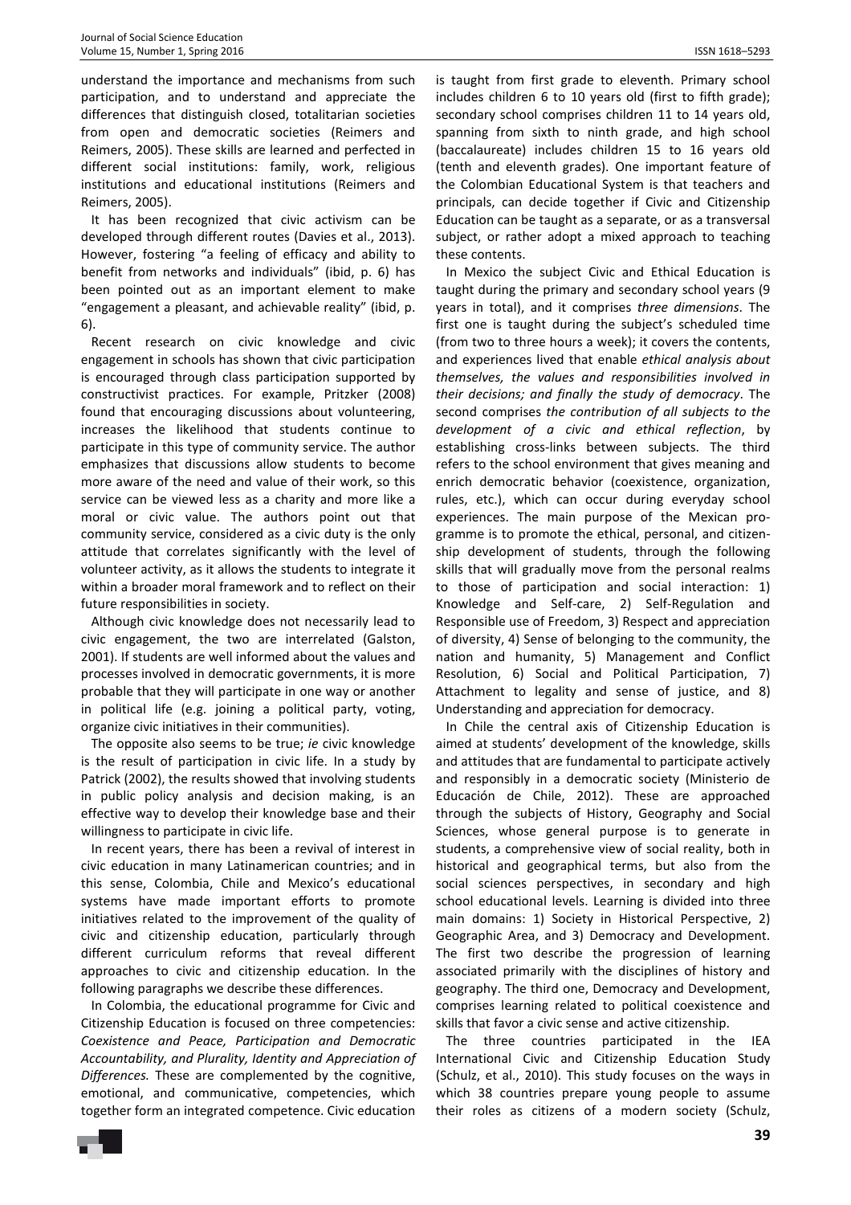understand the importance and mechanisms from such participation, and to understand and appreciate the differences that distinguish closed, totalitarian societies from open and democratic societies (Reimers and Reimers, 2005). These skills are learned and perfected in different social institutions: family, work, religious institutions and educational institutions (Reimers and Reimers, 2005).

It has been recognized that civic activism can be developed through different routes (Davies et al., 2013). However, fostering "a feeling of efficacy and ability to benefit from networks and individuals" (ibid, p. 6) has been pointed out as an important element to make "engagement a pleasant, and achievable reality" (ibid, p. 6).

Recent research on civic knowledge and civic engagement in schools has shown that civic participation is encouraged through class participation supported by constructivist practices. For example, Pritzker (2008) found that encouraging discussions about volunteering, increases the likelihood that students continue to participate in this type of community service. The author emphasizes that discussions allow students to become more aware of the need and value of their work, so this service can be viewed less as a charity and more like a moral or civic value. The authors point out that community service, considered as a civic duty is the only attitude that correlates significantly with the level of volunteer activity, as it allows the students to integrate it within a broader moral framework and to reflect on their future responsibilities in society.

Although civic knowledge does not necessarily lead to civic engagement, the two are interrelated (Galston, 2001). If students are well informed about the values and processes involved in democratic governments, it is more probable that they will participate in one way or another in political life (e.g. joining a political party, voting, organize civic initiatives in their communities).

The opposite also seems to be true; *ie* civic knowledge is the result of participation in civic life. In a study by Patrick (2002), the results showed that involving students in public policy analysis and decision making, is an effective way to develop their knowledge base and their willingness to participate in civic life.

In recent years, there has been a revival of interest in civic education in many Latinamerican countries; and in this sense, Colombia, Chile and Mexico's educational systems have made important efforts to promote initiatives related to the improvement of the quality of civic and citizenship education, particularly through different curriculum reforms that reveal different approaches to civic and citizenship education. In the following paragraphs we describe these differences.

In Colombia, the educational programme for Civic and Citizenship Education is focused on three competencies: *Coexistence and Peace, Participation and Democratic Accountability, and Plurality, Identity and Appreciation of Differences.* These are complemented by the cognitive, emotional, and communicative, competencies, which together form an integrated competence. Civic education is taught from first grade to eleventh. Primary school includes children 6 to 10 years old (first to fifth grade); secondary school comprises children 11 to 14 years old, spanning from sixth to ninth grade, and high school (baccalaureate) includes children 15 to 16 years old (tenth and eleventh grades). One important feature of the Colombian Educational System is that teachers and principals, can decide together if Civic and Citizenship Education can be taught as a separate, or as a transversal subject, or rather adopt a mixed approach to teaching these contents.

In Mexico the subject Civic and Ethical Education is taught during the primary and secondary school years (9 years in total), and it comprises *three dimensions*. The first one is taught during the subject's scheduled time (from two to three hours a week); it covers the contents, and experiences lived that enable *ethical analysis about themselves, the values and responsibilities involved in their decisions; and finally the study of democracy*. The second comprises *the contribution of all subjects to the development of a civic and ethical reflection*, by establishing cross-links between subjects. The third refers to the school environment that gives meaning and enrich democratic behavior (coexistence, organization, rules, etc.), which can occur during everyday school experiences. The main purpose of the Mexican programme is to promote the ethical, personal, and citizenship development of students, through the following skills that will gradually move from the personal realms to those of participation and social interaction: 1) Knowledge and Self-care, 2) Self-Regulation and Responsible use of Freedom, 3) Respect and appreciation of diversity, 4) Sense of belonging to the community, the nation and humanity, 5) Management and Conflict Resolution, 6) Social and Political Participation, 7) Attachment to legality and sense of justice, and 8) Understanding and appreciation for democracy.

In Chile the central axis of Citizenship Education is aimed at students' development of the knowledge, skills and attitudes that are fundamental to participate actively and responsibly in a democratic society (Ministerio de Educación de Chile, 2012). These are approached through the subjects of History, Geography and Social Sciences, whose general purpose is to generate in students, a comprehensive view of social reality, both in historical and geographical terms, but also from the social sciences perspectives, in secondary and high school educational levels. Learning is divided into three main domains: 1) Society in Historical Perspective, 2) Geographic Area, and 3) Democracy and Development. The first two describe the progression of learning associated primarily with the disciplines of history and geography. The third one, Democracy and Development, comprises learning related to political coexistence and skills that favor a civic sense and active citizenship.

The three countries participated in the IEA International Civic and Citizenship Education Study (Schulz, et al., 2010). This study focuses on the ways in which 38 countries prepare young people to assume their roles as citizens of a modern society (Schulz,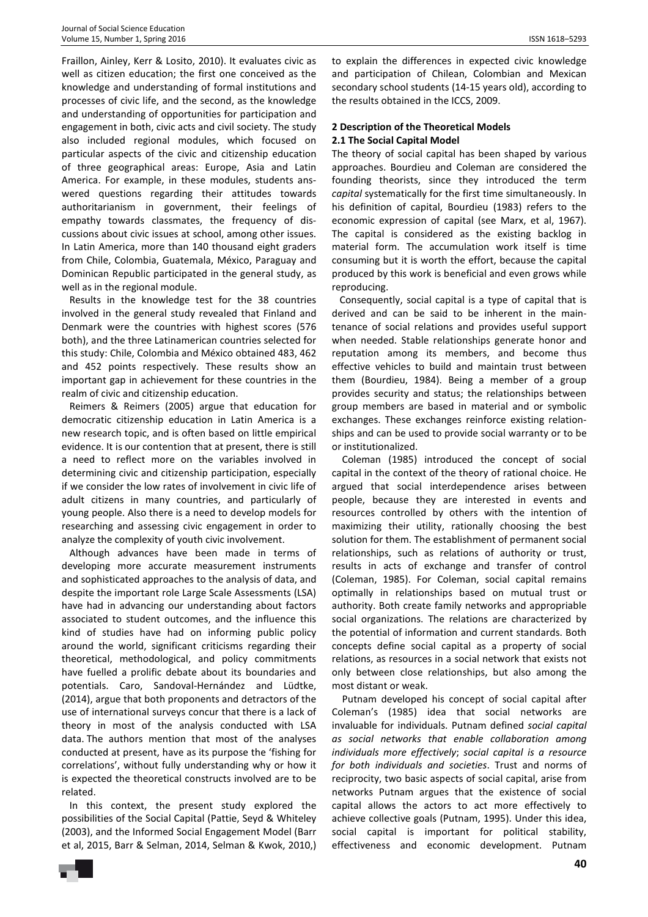Fraillon, Ainley, Kerr & Losito, 2010). It evaluates civic as well as citizen education; the first one conceived as the knowledge and understanding of formal institutions and processes of civic life, and the second, as the knowledge and understanding of opportunities for participation and engagement in both, civic acts and civil society. The study also included regional modules, which focused on particular aspects of the civic and citizenship education of three geographical areas: Europe, Asia and Latin America. For example, in these modules, students answered questions regarding their attitudes towards authoritarianism in government, their feelings of empathy towards classmates, the frequency of discussions about civic issues at school, among other issues. In Latin America, more than 140 thousand eight graders from Chile, Colombia, Guatemala, México, Paraguay and Dominican Republic participated in the general study, as well as in the regional module.

Results in the knowledge test for the 38 countries involved in the general study revealed that Finland and Denmark were the countries with highest scores (576 both), and the three Latinamerican countries selected for this study: Chile, Colombia and México obtained 483, 462 and 452 points respectively. These results show an important gap in achievement for these countries in the realm of civic and citizenship education.

Reimers & Reimers (2005) argue that education for democratic citizenship education in Latin America is a new research topic, and is often based on little empirical evidence. It is our contention that at present, there is still a need to reflect more on the variables involved in determining civic and citizenship participation, especially if we consider the low rates of involvement in civic life of adult citizens in many countries, and particularly of young people. Also there is a need to develop models for researching and assessing civic engagement in order to analyze the complexity of youth civic involvement.

Although advances have been made in terms of developing more accurate measurement instruments and sophisticated approaches to the analysis of data, and despite the important role Large Scale Assessments (LSA) have had in advancing our understanding about factors associated to student outcomes, and the influence this kind of studies have had on informing public policy around the world, significant criticisms regarding their theoretical, methodological, and policy commitments have fuelled a prolific debate about its boundaries and potentials. Caro, Sandoval-Hernández and Lüdtke, (2014), argue that both proponents and detractors of the use of international surveys concur that there is a lack of theory in most of the analysis conducted with LSA data. The authors mention that most of the analyses conducted at present, have as its purpose the 'fishing for correlations', without fully understanding why or how it is expected the theoretical constructs involved are to be related.

In this context, the present study explored the possibilities of the Social Capital (Pattie, Seyd & Whiteley (2003), and the Informed Social Engagement Model (Barr et al, 2015, Barr & Selman, 2014, Selman & Kwok, 2010,) to explain the differences in expected civic knowledge and participation of Chilean, Colombian and Mexican secondary school students (14-15 years old), according to the results obtained in the ICCS, 2009.

## 2 Description of the Theoretical Models

### 2.1 The Social Capital Model

The theory of social capital has been shaped by various approaches. Bourdieu and Coleman are considered the founding theorists, since they introduced the term *capital* systematically for the first time simultaneously. In his definition of capital, Bourdieu (1983) refers to the economic expression of capital (see Marx, et al, 1967). The capital is considered as the existing backlog in material form. The accumulation work itself is time consuming but it is worth the effort, because the capital produced by this work is beneficial and even grows while reproducing.

Consequently, social capital is a type of capital that is derived and can be said to be inherent in the maintenance of social relations and provides useful support when needed. Stable relationships generate honor and reputation among its members, and become thus effective vehicles to build and maintain trust between them (Bourdieu, 1984). Being a member of a group provides security and status; the relationships between group members are based in material and or symbolic exchanges. These exchanges reinforce existing relationships and can be used to provide social warranty or to be or institutionalized.

Coleman (1985) introduced the concept of social capital in the context of the theory of rational choice. He argued that social interdependence arises between people, because they are interested in events and resources controlled by others with the intention of maximizing their utility, rationally choosing the best solution for them. The establishment of permanent social relationships, such as relations of authority or trust, results in acts of exchange and transfer of control (Coleman, 1985). For Coleman, social capital remains optimally in relationships based on mutual trust or authority. Both create family networks and appropriable social organizations. The relations are characterized by the potential of information and current standards. Both concepts define social capital as a property of social relations, as resources in a social network that exists not only between close relationships, but also among the most distant or weak.

Putnam developed his concept of social capital after Coleman's (1985) idea that social networks are invaluable for individuals. Putnam defined *social capital as social networks that enable collaboration among individuals more effectively*; *social capital is a resource for both individuals and societies*. Trust and norms of reciprocity, two basic aspects of social capital, arise from networks Putnam argues that the existence of social capital allows the actors to act more effectively to achieve collective goals (Putnam, 1995). Under this idea, social capital is important for political stability, effectiveness and economic development. Putnam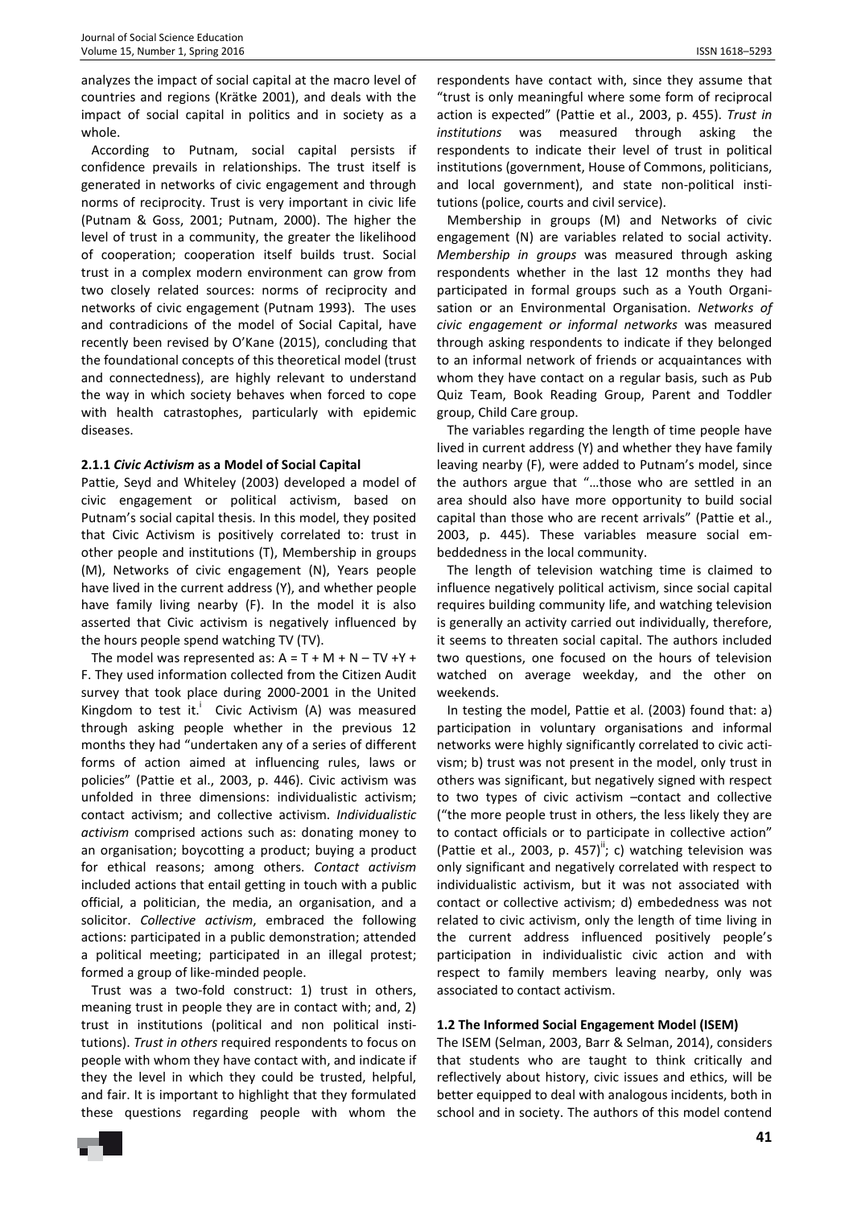analyzes the impact of social capital at the macro level of countries and regions (Krätke 2001), and deals with the impact of social capital in politics and in society as a whole.

According to Putnam, social capital persists if confidence prevails in relationships. The trust itself is generated in networks of civic engagement and through norms of reciprocity. Trust is very important in civic life (Putnam & Goss, 2001; Putnam, 2000). The higher the level of trust in a community, the greater the likelihood of cooperation; cooperation itself builds trust. Social trust in a complex modern environment can grow from two closely related sources: norms of reciprocity and networks of civic engagement (Putnam 1993). The uses and contradicions of the model of Social Capital, have recently been revised by O'Kane (2015), concluding that the foundational concepts of this theoretical model (trust and connectedness), are highly relevant to understand the way in which society behaves when forced to cope with health catrastophes, particularly with epidemic diseases.

### 2.1.1 *Civic Activism* as a Model of Social Capital

Pattie, Seyd and Whiteley (2003) developed a model of civic engagement or political activism, based on Putnam's social capital thesis. In this model, they posited that Civic Activism is positively correlated to: trust in other people and institutions (T), Membership in groups (M), Networks of civic engagement (N), Years people have lived in the current address (Y), and whether people have family living nearby (F). In the model it is also asserted that Civic activism is negatively influenced by the hours people spend watching TV (TV).

The model was represented as: $A = T + M + N – TV + Y + F$. They used information collected from the Citizen Audit survey that took place during 2000-2001 in the United Kingdom to test it.[i] Civic Activism (A) was measured through asking people whether in the previous 12 months they had "undertaken any of a series of different forms of action aimed at influencing rules, laws or policies" (Pattie et al., 2003, p. 446). Civic activism was unfolded in three dimensions: individualistic activism; contact activism; and collective activism. *Individualistic activism* comprised actions such as: donating money to an organisation; boycotting a product; buying a product for ethical reasons; among others. *Contact activism* included actions that entail getting in touch with a public official, a politician, the media, an organisation, and a solicitor. *Collective activism*, embraced the following actions: participated in a public demonstration; attended a political meeting; participated in an illegal protest; formed a group of like-minded people.

Trust was a two-fold construct: 1) trust in others, meaning trust in people they are in contact with; and, 2) trust in institutions (political and non political institutions). *Trust in others* required respondents to focus on people with whom they have contact with, and indicate if they the level in which they could be trusted, helpful, and fair. It is important to highlight that they formulated these questions regarding people with whom the respondents have contact with, since they assume that "trust is only meaningful where some form of reciprocal action is expected" (Pattie et al., 2003, p. 455). *Trust in institutions* was measured through asking the respondents to indicate their level of trust in political institutions (government, House of Commons, politicians, and local government), and state non-political institutions (police, courts and civil service).

Membership in groups (M) and Networks of civic engagement (N) are variables related to social activity. *Membership in groups* was measured through asking respondents whether in the last 12 months they had participated in formal groups such as a Youth Organisation or an Environmental Organisation. *Networks of civic engagement or informal networks* was measured through asking respondents to indicate if they belonged to an informal network of friends or acquaintances with whom they have contact on a regular basis, such as Pub Quiz Team, Book Reading Group, Parent and Toddler group, Child Care group.

The variables regarding the length of time people have lived in current address (Y) and whether they have family leaving nearby (F), were added to Putnam's model, since the authors argue that "…those who are settled in an area should also have more opportunity to build social capital than those who are recent arrivals" (Pattie et al., 2003, p. 445). These variables measure social embeddedness in the local community.

The length of television watching time is claimed to influence negatively political activism, since social capital requires building community life, and watching television is generally an activity carried out individually, therefore, it seems to threaten social capital. The authors included two questions, one focused on the hours of television watched on average weekday, and the other on weekends.

In testing the model, Pattie et al. (2003) found that: a) participation in voluntary organisations and informal networks were highly significantly correlated to civic activism; b) trust was not present in the model, only trust in others was significant, but negatively signed with respect to two types of civic activism –contact and collective ("the more people trust in others, the less likely they are to contact officials or to participate in collective action" (Pattie et al., 2003, p. 457)[ii]; c) watching television was only significant and negatively correlated with respect to individualistic activism, but it was not associated with contact or collective activism; d) embededness was not related to civic activism, only the length of time living in the current address influenced positively people's participation in individualistic civic action and with respect to family members leaving nearby, only was associated to contact activism.

### 1.2 The Informed Social Engagement Model (ISEM)

The ISEM (Selman, 2003, Barr & Selman, 2014), considers that students who are taught to think critically and reflectively about history, civic issues and ethics, will be better equipped to deal with analogous incidents, both in school and in society. The authors of this model contend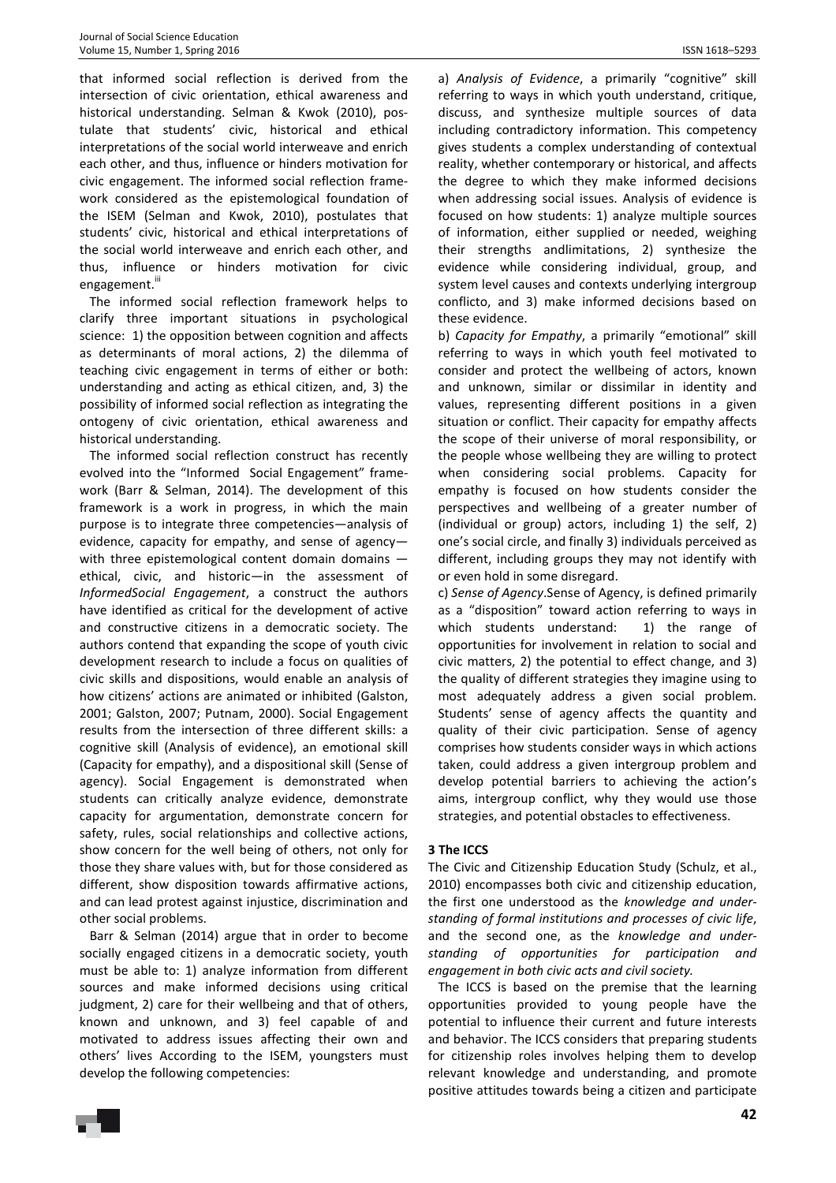that informed social reflection is derived from the intersection of civic orientation, ethical awareness and historical understanding. Selman & Kwok (2010), postulate that students' civic, historical and ethical interpretations of the social world interweave and enrich each other, and thus, influence or hinders motivation for civic engagement. The informed social reflection framework considered as the epistemological foundation of the ISEM (Selman and Kwok, 2010), postulates that students' civic, historical and ethical interpretations of the social world interweave and enrich each other, and thus, influence or hinders motivation for civic engagement.[iii]

The informed social reflection framework helps to clarify three important situations in psychological science: 1) the opposition between cognition and affects as determinants of moral actions, 2) the dilemma of teaching civic engagement in terms of either or both: understanding and acting as ethical citizen, and, 3) the possibility of informed social reflection as integrating the ontogeny of civic orientation, ethical awareness and historical understanding.

The informed social reflection construct has recently evolved into the "Informed Social Engagement" framework (Barr & Selman, 2014). The development of this framework is a work in progress, in which the main purpose is to integrate three competencies—analysis of evidence, capacity for empathy, and sense of agency—with three epistemological content domain domains — ethical, civic, and historic—in the assessment of *InformedSocial Engagement*, a construct the authors have identified as critical for the development of active and constructive citizens in a democratic society. The authors contend that expanding the scope of youth civic development research to include a focus on qualities of civic skills and dispositions, would enable an analysis of how citizens' actions are animated or inhibited (Galston, 2001; Galston, 2007; Putnam, 2000). Social Engagement results from the intersection of three different skills: a cognitive skill (Analysis of evidence), an emotional skill (Capacity for empathy), and a dispositional skill (Sense of agency). Social Engagement is demonstrated when students can critically analyze evidence, demonstrate capacity for argumentation, demonstrate concern for safety, rules, social relationships and collective actions, show concern for the well being of others, not only for those they share values with, but for those considered as different, show disposition towards affirmative actions, and can lead protest against injustice, discrimination and other social problems.

Barr & Selman (2014) argue that in order to become socially engaged citizens in a democratic society, youth must be able to: 1) analyze information from different sources and make informed decisions using critical judgment, 2) care for their wellbeing and that of others, known and unknown, and 3) feel capable of and motivated to address issues affecting their own and others' lives According to the ISEM, youngsters must develop the following competencies:

a) *Analysis of Evidence*, a primarily "cognitive" skill referring to ways in which youth understand, critique, discuss, and synthesize multiple sources of data including contradictory information. This competency gives students a complex understanding of contextual reality, whether contemporary or historical, and affects the degree to which they make informed decisions when addressing social issues. Analysis of evidence is focused on how students: 1) analyze multiple sources of information, either supplied or needed, weighing their strengths andlimitations, 2) synthesize the evidence while considering individual, group, and system level causes and contexts underlying intergroup conflicto, and 3) make informed decisions based on these evidence.

b) *Capacity for Empathy*, a primarily "emotional" skill referring to ways in which youth feel motivated to consider and protect the wellbeing of actors, known and unknown, similar or dissimilar in identity and values, representing different positions in a given situation or conflict. Their capacity for empathy affects the scope of their universe of moral responsibility, or the people whose wellbeing they are willing to protect when considering social problems. Capacity for empathy is focused on how students consider the perspectives and wellbeing of a greater number of (individual or group) actors, including 1) the self, 2) one's social circle, and finally 3) individuals perceived as different, including groups they may not identify with or even hold in some disregard.

c) *Sense of Agency*.Sense of Agency, is defined primarily as a "disposition" toward action referring to ways in which students understand: 1) the range of opportunities for involvement in relation to social and civic matters, 2) the potential to effect change, and 3) the quality of different strategies they imagine using to most adequately address a given social problem. Students' sense of agency affects the quantity and quality of their civic participation. Sense of agency comprises how students consider ways in which actions taken, could address a given intergroup problem and develop potential barriers to achieving the action's aims, intergroup conflict, why they would use those strategies, and potential obstacles to effectiveness.

## 3 The ICCS

The Civic and Citizenship Education Study (Schulz, et al., 2010) encompasses both civic and citizenship education, the first one understood as the *knowledge and understanding of formal institutions and processes of civic life*, and the second one, as the *knowledge and understanding of opportunities for participation and engagement in both civic acts and civil society.*

The ICCS is based on the premise that the learning opportunities provided to young people have the potential to influence their current and future interests and behavior. The ICCS considers that preparing students for citizenship roles involves helping them to develop relevant knowledge and understanding, and promote positive attitudes towards being a citizen and participate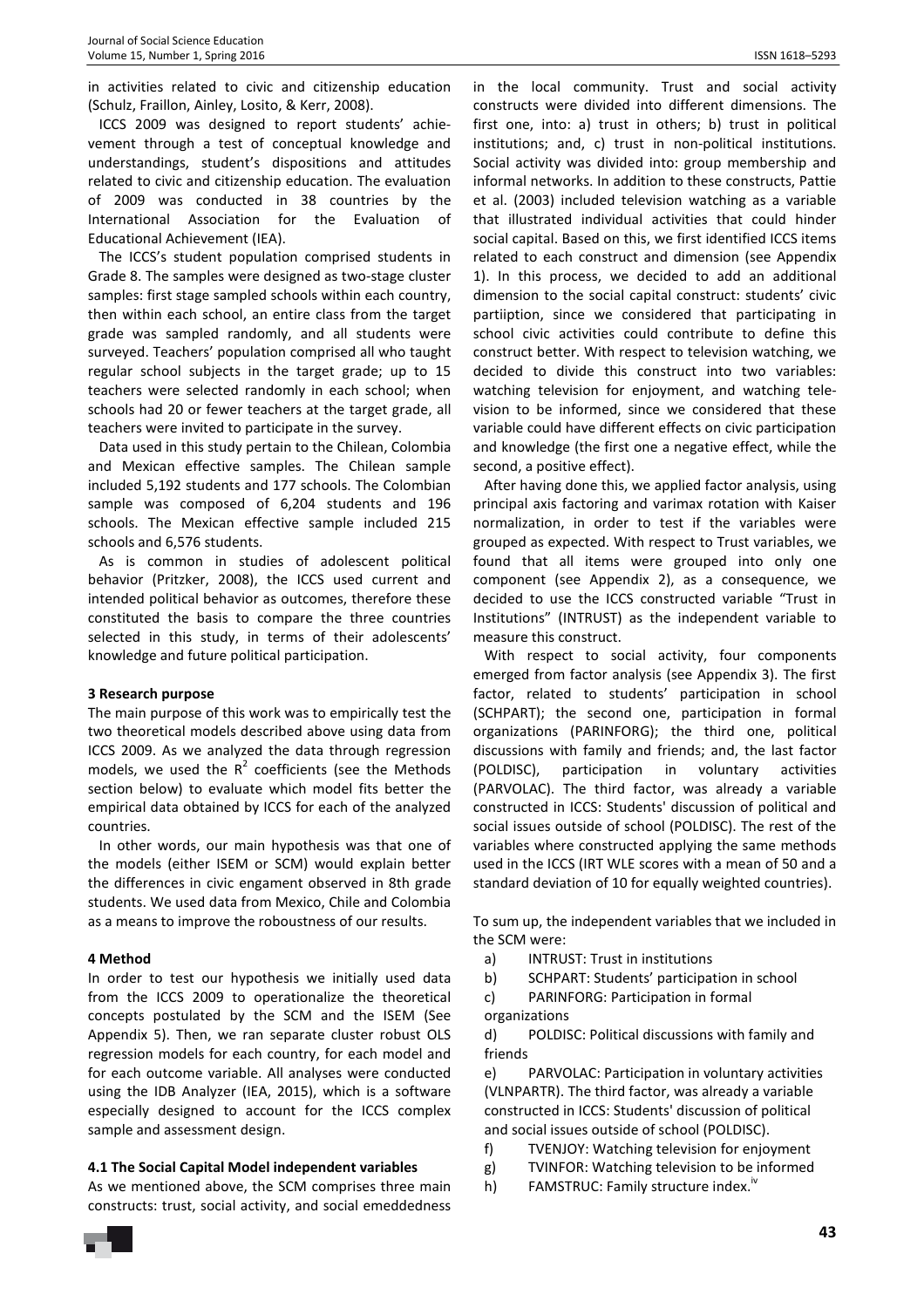in activities related to civic and citizenship education (Schulz, Fraillon, Ainley, Losito, & Kerr, 2008).

ICCS 2009 was designed to report students' achievement through a test of conceptual knowledge and understandings, student's dispositions and attitudes related to civic and citizenship education. The evaluation of 2009 was conducted in 38 countries by the International Association for the Evaluation of Educational Achievement (IEA).

The ICCS's student population comprised students in Grade 8. The samples were designed as two-stage cluster samples: first stage sampled schools within each country, then within each school, an entire class from the target grade was sampled randomly, and all students were surveyed. Teachers' population comprised all who taught regular school subjects in the target grade; up to 15 teachers were selected randomly in each school; when schools had 20 or fewer teachers at the target grade, all teachers were invited to participate in the survey.

Data used in this study pertain to the Chilean, Colombia and Mexican effective samples. The Chilean sample included 5,192 students and 177 schools. The Colombian sample was composed of 6,204 students and 196 schools. The Mexican effective sample included 215 schools and 6,576 students.

As is common in studies of adolescent political behavior (Pritzker, 2008), the ICCS used current and intended political behavior as outcomes, therefore these constituted the basis to compare the three countries selected in this study, in terms of their adolescents' knowledge and future political participation.

### 3 Research purpose

The main purpose of this work was to empirically test the two theoretical models described above using data from ICCS 2009. As we analyzed the data through regression models, we used the $R^2$ coefficients (see the Methods section below) to evaluate which model fits better the empirical data obtained by ICCS for each of the analyzed countries.

In other words, our main hypothesis was that one of the models (either ISEM or SCM) would explain better the differences in civic engament observed in 8th grade students. We used data from Mexico, Chile and Colombia as a means to improve the roboustness of our results.

### 4 Method

In order to test our hypothesis we initially used data from the ICCS 2009 to operationalize the theoretical concepts postulated by the SCM and the ISEM (See Appendix 5). Then, we ran separate cluster robust OLS regression models for each country, for each model and for each outcome variable. All analyses were conducted using the IDB Analyzer (IEA, 2015), which is a software especially designed to account for the ICCS complex sample and assessment design.

#### 4.1 The Social Capital Model independent variables

As we mentioned above, the SCM comprises three main constructs: trust, social activity, and social emeddedness in the local community. Trust and social activity constructs were divided into different dimensions. The first one, into: a) trust in others; b) trust in political institutions; and, c) trust in non-political institutions. Social activity was divided into: group membership and informal networks. In addition to these constructs, Pattie et al. (2003) included television watching as a variable that illustrated individual activities that could hinder social capital. Based on this, we first identified ICCS items related to each construct and dimension (see Appendix 1). In this process, we decided to add an additional dimension to the social capital construct: students' civic partiiption, since we considered that participating in school civic activities could contribute to define this construct better. With respect to television watching, we decided to divide this construct into two variables: watching television for enjoyment, and watching television to be informed, since we considered that these variable could have different effects on civic participation and knowledge (the first one a negative effect, while the second, a positive effect).

After having done this, we applied factor analysis, using principal axis factoring and varimax rotation with Kaiser normalization, in order to test if the variables were grouped as expected. With respect to Trust variables, we found that all items were grouped into only one component (see Appendix 2), as a consequence, we decided to use the ICCS constructed variable "Trust in Institutions" (INTRUST) as the independent variable to measure this construct.

With respect to social activity, four components emerged from factor analysis (see Appendix 3). The first factor, related to students' participation in school (SCHPART); the second one, participation in formal organizations (PARINFORG); the third one, political discussions with family and friends; and, the last factor (POLDISC), participation in voluntary activities (PARVOLAC). The third factor, was already a variable constructed in ICCS: Students' discussion of political and social issues outside of school (POLDISC). The rest of the variables where constructed applying the same methods used in the ICCS (IRT WLE scores with a mean of 50 and a standard deviation of 10 for equally weighted countries).

To sum up, the independent variables that we included in the SCM were:

a) INTRUST: Trust in institutions
b) SCHPART: Students' participation in school
c) PARINFORG: Participation in formal organizations
d) POLDISC: Political discussions with family and friends
e) PARVOLAC: Participation in voluntary activities (VLNPARTR). The third factor, was already a variable constructed in ICCS: Students' discussion of political and social issues outside of school (POLDISC).
f) TVENJOY: Watching television for enjoyment
g) TVINFOR: Watching television to be informed
h) FAMSTRUC: Family structure index.[iv]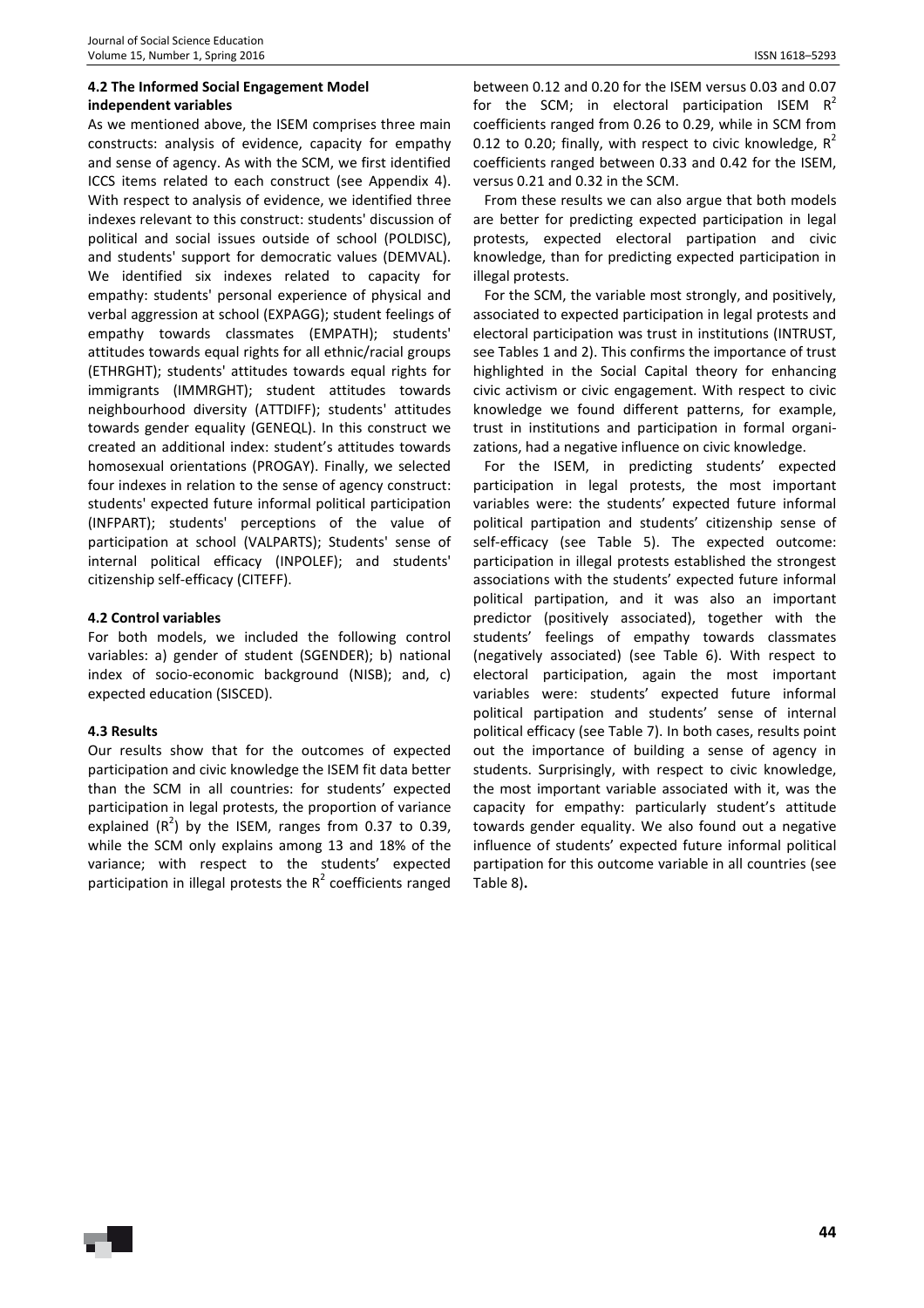### 4.2 The Informed Social Engagement Model independent variables

As we mentioned above, the ISEM comprises three main constructs: analysis of evidence, capacity for empathy and sense of agency. As with the SCM, we first identified ICCS items related to each construct (see Appendix 4). With respect to analysis of evidence, we identified three indexes relevant to this construct: students' discussion of political and social issues outside of school (POLDISC), and students' support for democratic values (DEMVAL). We identified six indexes related to capacity for empathy: students' personal experience of physical and verbal aggression at school (EXPAGG); student feelings of empathy towards classmates (EMPATH); students' attitudes towards equal rights for all ethnic/racial groups (ETHRGHT); students' attitudes towards equal rights for immigrants (IMMRGHT); student attitudes towards neighbourhood diversity (ATTDIFF); students' attitudes towards gender equality (GENEQL). In this construct we created an additional index: student's attitudes towards homosexual orientations (PROGAY). Finally, we selected four indexes in relation to the sense of agency construct: students' expected future informal political participation (INFPART); students' perceptions of the value of participation at school (VALPARTS); Students' sense of internal political efficacy (INPOLEF); and students' citizenship self-efficacy (CITEFF).

### 4.2 Control variables

For both models, we included the following control variables: a) gender of student (SGENDER); b) national index of socio-economic background (NISB); and, c) expected education (SISCED).

### 4.3 Results

Our results show that for the outcomes of expected participation and civic knowledge the ISEM fit data better than the SCM in all countries: for students' expected participation in legal protests, the proportion of variance explained ($R^2$) by the ISEM, ranges from 0.37 to 0.39, while the SCM only explains among 13 and 18% of the variance; with respect to the students' expected participation in illegal protests the $R^2$ coefficients ranged between 0.12 and 0.20 for the ISEM versus 0.03 and 0.07 for the SCM; in electoral participation ISEM $R^2$ coefficients ranged from 0.26 to 0.29, while in SCM from 0.12 to 0.20; finally, with respect to civic knowledge, $R^2$ coefficients ranged between 0.33 and 0.42 for the ISEM, versus 0.21 and 0.32 in the SCM.

From these results we can also argue that both models are better for predicting expected participation in legal protests, expected electoral partipation and civic knowledge, than for predicting expected participation in illegal protests.

For the SCM, the variable most strongly, and positively, associated to expected participation in legal protests and electoral participation was trust in institutions (INTRUST, see Tables 1 and 2). This confirms the importance of trust highlighted in the Social Capital theory for enhancing civic activism or civic engagement. With respect to civic knowledge we found different patterns, for example, trust in institutions and participation in formal organizations, had a negative influence on civic knowledge.

For the ISEM, in predicting students' expected participation in legal protests, the most important variables were: the students' expected future informal political partipation and students' citizenship sense of self-efficacy (see Table 5). The expected outcome: participation in illegal protests established the strongest associations with the students' expected future informal political partipation, and it was also an important predictor (positively associated), together with the students' feelings of empathy towards classmates (negatively associated) (see Table 6). With respect to electoral participation, again the most important variables were: students' expected future informal political partipation and students' sense of internal political efficacy (see Table 7). In both cases, results point out the importance of building a sense of agency in students. Surprisingly, with respect to civic knowledge, the most important variable associated with it, was the capacity for empathy: particularly student's attitude towards gender equality. We also found out a negative influence of students' expected future informal political partipation for this outcome variable in all countries (see Table 8).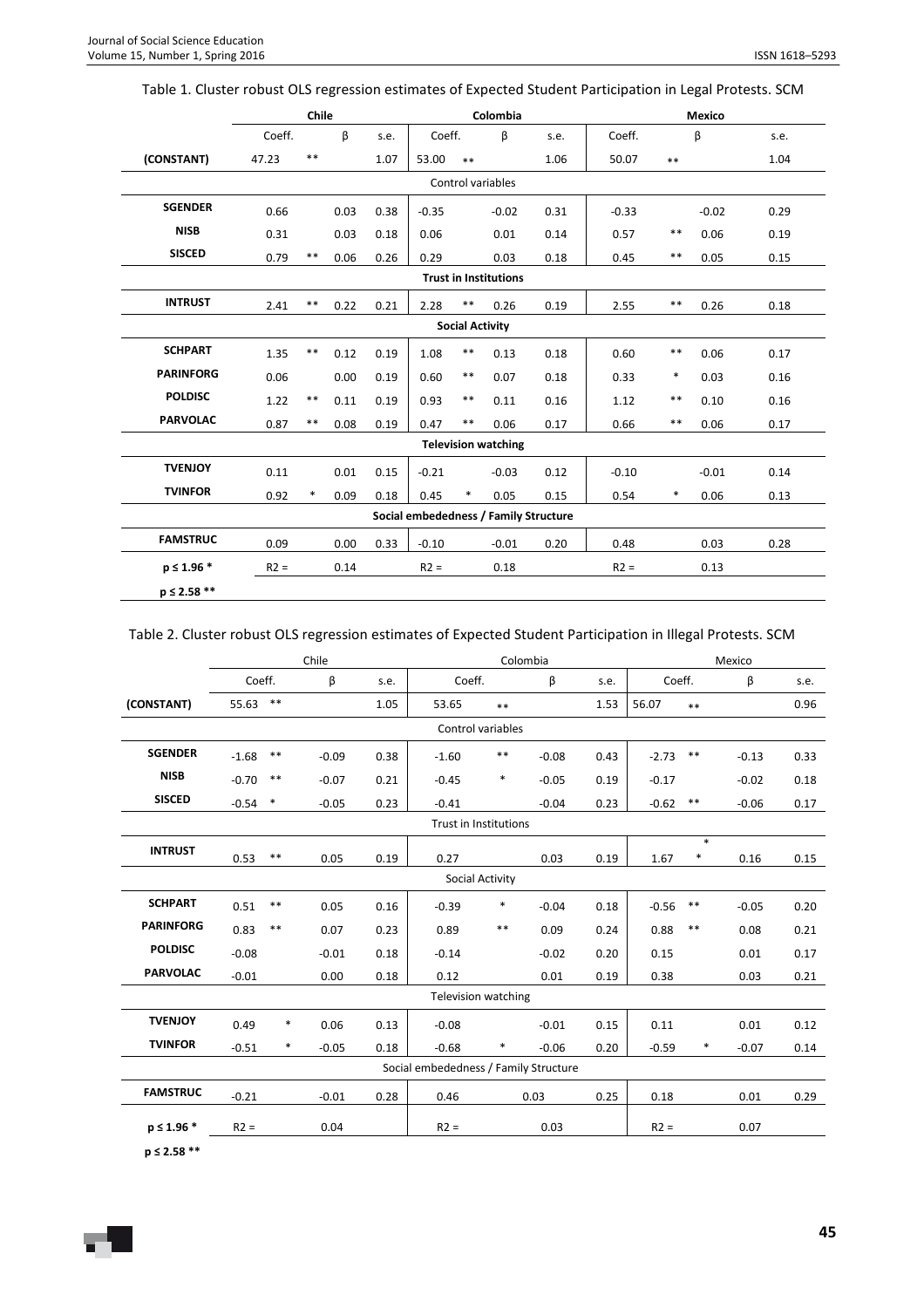Table 1. Cluster robust OLS regression estimates of Expected Student Participation in Legal Protests. SCM

| | Chile | | | | Colombia | | | | Mexico | | | |
|---|---|---|---|---|---|---|---|---|---|---|---|---|
| | Coeff. | | β | s.e. | Coeff. | | β | s.e. | Coeff. | | β | s.e. |
| **(CONSTANT)** | 47.23 | ** | | 1.07 | 53.00 | ** | | 1.06 | 50.07 | ** | | 1.04 |
| | | | | | Control variables | | | | | | | |
| **SGENDER** | 0.66 | | 0.03 | 0.38 | -0.35 | | -0.02 | 0.31 | -0.33 | | -0.02 | 0.29 |
| **NISB** | 0.31 | | 0.03 | 0.18 | 0.06 | | 0.01 | 0.14 | 0.57 | ** | 0.06 | 0.19 |
| **SISCED** | 0.79 | ** | 0.06 | 0.26 | 0.29 | | 0.03 | 0.18 | 0.45 | ** | 0.05 | 0.15 |
| | | | | | **Trust in Institutions** | | | | | | | |
| **INTRUST** | 2.41 | ** | 0.22 | 0.21 | 2.28 | ** | 0.26 | 0.19 | 2.55 | ** | 0.26 | 0.18 |
| | | | | | **Social Activity** | | | | | | | |
| **SCHPART** | 1.35 | ** | 0.12 | 0.19 | 1.08 | ** | 0.13 | 0.18 | 0.60 | ** | 0.06 | 0.17 |
| **PARINFORG** | 0.06 | | 0.00 | 0.19 | 0.60 | ** | 0.07 | 0.18 | 0.33 | * | 0.03 | 0.16 |
| **POLDISC** | 1.22 | ** | 0.11 | 0.19 | 0.93 | ** | 0.11 | 0.16 | 1.12 | ** | 0.10 | 0.16 |
| **PARVOLAC** | 0.87 | ** | 0.08 | 0.19 | 0.47 | ** | 0.06 | 0.17 | 0.66 | ** | 0.06 | 0.17 |
| | | | | | **Television watching** | | | | | | | |
| **TVENJOY** | 0.11 | | 0.01 | 0.15 | -0.21 | | -0.03 | 0.12 | -0.10 | | -0.01 | 0.14 |
| **TVINFOR** | 0.92 | * | 0.09 | 0.18 | 0.45 | * | 0.05 | 0.15 | 0.54 | * | 0.06 | 0.13 |
| | | | | | **Social embededness / Family Structure** | | | | | | | |
| **FAMSTRUC** | 0.09 | | 0.00 | 0.33 | -0.10 | | -0.01 | 0.20 | 0.48 | | 0.03 | 0.28 |
| **p ≤ 1.96 *** | R2 = | | 0.14 | | R2 = | | 0.18 | | R2 = | | 0.13 | |
| **p ≤ 2.58 **** | | | | | | | | | | | | |

Table 2. Cluster robust OLS regression estimates of Expected Student Participation in Illegal Protests. SCM

| | Chile | | | | Colombia | | | | Mexico | | | |
|---|---|---|---|---|---|---|---|---|---|---|---|---|
| | Coeff. | | β | s.e. | Coeff. | | β | s.e. | Coeff. | | β | s.e. |
| **(CONSTANT)** | 55.63 | ** | | 1.05 | 53.65 | ** | | 1.53 | 56.07 | ** | | 0.96 |
| | | | | | Control variables | | | | | | | |
| **SGENDER** | -1.68 | ** | -0.09 | 0.38 | -1.60 | ** | -0.08 | 0.43 | -2.73 | ** | -0.13 | 0.33 |
| **NISB** | -0.70 | ** | -0.07 | 0.21 | -0.45 | * | -0.05 | 0.19 | -0.17 | | -0.02 | 0.18 |
| **SISCED** | -0.54 | * | -0.05 | 0.23 | -0.41 | | -0.04 | 0.23 | -0.62 | ** | -0.06 | 0.17 |
| | | | | | Trust in Institutions | | | | | | | |
| **INTRUST** | 0.53 | ** | 0.05 | 0.19 | 0.27 | | 0.03 | 0.19 | 1.67 | ** | 0.16 | 0.15 |
| | | | | | Social Activity | | | | | | | |
| **SCHPART** | 0.51 | ** | 0.05 | 0.16 | -0.39 | * | -0.04 | 0.18 | -0.56 | ** | -0.05 | 0.20 |
| **PARINFORG** | 0.83 | ** | 0.07 | 0.23 | 0.89 | ** | 0.09 | 0.24 | 0.88 | ** | 0.08 | 0.21 |
| **POLDISC** | -0.08 | | -0.01 | 0.18 | -0.14 | | -0.02 | 0.20 | 0.15 | | 0.01 | 0.17 |
| **PARVOLAC** | -0.01 | | 0.00 | 0.18 | 0.12 | | 0.01 | 0.19 | 0.38 | | 0.03 | 0.21 |
| | | | | | Television watching | | | | | | | |
| **TVENJOY** | 0.49 | * | 0.06 | 0.13 | -0.08 | | -0.01 | 0.15 | 0.11 | | 0.01 | 0.12 |
| **TVINFOR** | -0.51 | * | -0.05 | 0.18 | -0.68 | * | -0.06 | 0.20 | -0.59 | * | -0.07 | 0.14 |
| | | | | | Social embeddedness / Family Structure | | | | | | | |
| **FAMSTRUC** | -0.21 | | -0.01 | 0.28 | 0.46 | | 0.03 | 0.25 | 0.18 | | 0.01 | 0.29 |
| **p ≤ 1.96 *** | R2 = | | 0.04 | | R2 = | | 0.03 | | R2 = | | 0.07 | |
| **p ≤ 2.58 **** | | | | | | | | | | | | |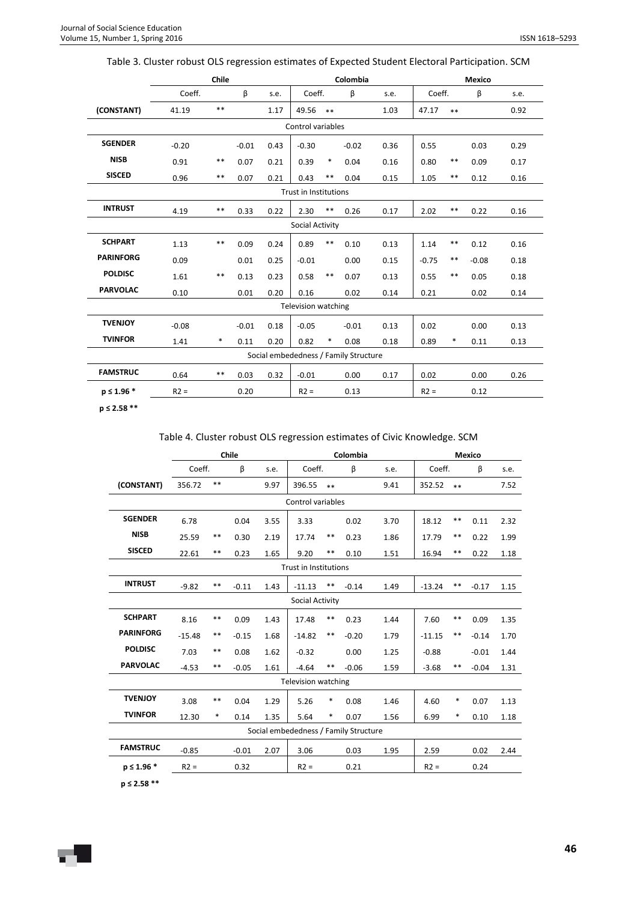Table 3. Cluster robust OLS regression estimates of Expected Student Electoral Participation. SCM

| | Chile | | | | Colombia | | | | Mexico | | | |
|---|---|---|---|---|---|---|---|---|---|---|---|---|
| | Coeff. | | β | s.e. | Coeff. | | β | s.e. | Coeff. | | β | s.e. |
| **(CONSTANT)** | 41.19 | ** | | 1.17 | 49.56 | ** | | 1.03 | 47.17 | ** | | 0.92 |
| Control variables | | | | | | | | | | | | |
| **SGENDER** | -0.20 | | -0.01 | 0.43 | -0.30 | | -0.02 | 0.36 | 0.55 | | 0.03 | 0.29 |
| **NISB** | 0.91 | ** | 0.07 | 0.21 | 0.39 | * | 0.04 | 0.16 | 0.80 | ** | 0.09 | 0.17 |
| **SISCED** | 0.96 | ** | 0.07 | 0.21 | 0.43 | ** | 0.04 | 0.15 | 1.05 | ** | 0.12 | 0.16 |
| Trust in Institutions | | | | | | | | | | | | |
| **INTRUST** | 4.19 | ** | 0.33 | 0.22 | 2.30 | ** | 0.26 | 0.17 | 2.02 | ** | 0.22 | 0.16 |
| Social Activity | | | | | | | | | | | | |
| **SCHPART** | 1.13 | ** | 0.09 | 0.24 | 0.89 | ** | 0.10 | 0.13 | 1.14 | ** | 0.12 | 0.16 |
| **PARINFORG** | 0.09 | | 0.01 | 0.25 | -0.01 | | 0.00 | 0.15 | -0.75 | ** | -0.08 | 0.18 |
| **POLDISC** | 1.61 | ** | 0.13 | 0.23 | 0.58 | ** | 0.07 | 0.13 | 0.55 | ** | 0.05 | 0.18 |
| **PARVOLAC** | 0.10 | | 0.01 | 0.20 | 0.16 | | 0.02 | 0.14 | 0.21 | | 0.02 | 0.14 |
| Television watching | | | | | | | | | | | | |
| **TVENJOY** | -0.08 | | -0.01 | 0.18 | -0.05 | | -0.01 | 0.13 | 0.02 | | 0.00 | 0.13 |
| **TVINFOR** | 1.41 | * | 0.11 | 0.20 | 0.82 | * | 0.08 | 0.18 | 0.89 | * | 0.11 | 0.13 |
| Social embededness / Family Structure | | | | | | | | | | | | |
| **FAMSTRUC** | 0.64 | ** | 0.03 | 0.32 | -0.01 | | 0.00 | 0.17 | 0.02 | | 0.00 | 0.26 |
| **p ≤ 1.96 *** | R2 = | | 0.20 | | R2 = | | 0.13 | | R2 = | | 0.12 | |

**p ≤ 2.58 ****

Table 4. Cluster robust OLS regression estimates of Civic Knowledge. SCM

| | Chile | | | | Colombia | | | | Mexico | | | |
|---|---|---|---|---|---|---|---|---|---|---|---|---|
| | Coeff. | | β | s.e. | Coeff. | | β | s.e. | Coeff. | | β | s.e. |
| **(CONSTANT)** | 356.72 | ** | | 9.97 | 396.55 | ** | | 9.41 | 352.52 | ** | | 7.52 |
| Control variables | | | | | | | | | | | | |
| **SGENDER** | 6.78 | | 0.04 | 3.55 | 3.33 | | 0.02 | 3.70 | 18.12 | ** | 0.11 | 2.32 |
| **NISB** | 25.59 | ** | 0.30 | 2.19 | 17.74 | ** | 0.23 | 1.86 | 17.79 | ** | 0.22 | 1.99 |
| **SISCED** | 22.61 | ** | 0.23 | 1.65 | 9.20 | ** | 0.10 | 1.51 | 16.94 | ** | 0.22 | 1.18 |
| Trust in Institutions | | | | | | | | | | | | |
| **INTRUST** | -9.82 | ** | -0.11 | 1.43 | -11.13 | ** | -0.14 | 1.49 | -13.24 | ** | -0.17 | 1.15 |
| Social Activity | | | | | | | | | | | | |
| **SCHPART** | 8.16 | ** | 0.09 | 1.43 | 17.48 | ** | 0.23 | 1.44 | 7.60 | ** | 0.09 | 1.35 |
| **PARINFORG** | -15.48 | ** | -0.15 | 1.68 | -14.82 | ** | -0.20 | 1.79 | -11.15 | ** | -0.14 | 1.70 |
| **POLDISC** | 7.03 | ** | 0.08 | 1.62 | -0.32 | | 0.00 | 1.25 | -0.88 | | -0.01 | 1.44 |
| **PARVOLAC** | -4.53 | ** | -0.05 | 1.61 | -4.64 | ** | -0.06 | 1.59 | -3.68 | ** | -0.04 | 1.31 |
| Television watching | | | | | | | | | | | | |
| **TVENJOY** | 3.08 | ** | 0.04 | 1.29 | 5.26 | * | 0.08 | 1.46 | 4.60 | * | 0.07 | 1.13 |
| **TVINFOR** | 12.30 | * | 0.14 | 1.35 | 5.64 | * | 0.07 | 1.56 | 6.99 | * | 0.10 | 1.18 |
| Social embededness / Family Structure | | | | | | | | | | | | |
| **FAMSTRUC** | -0.85 | | -0.01 | 2.07 | 3.06 | | 0.03 | 1.95 | 2.59 | | 0.02 | 2.44 |
| **p ≤ 1.96 *** | R2 = | | 0.32 | | R2 = | | 0.21 | | R2 = | | 0.24 | |

**p ≤ 2.58 ****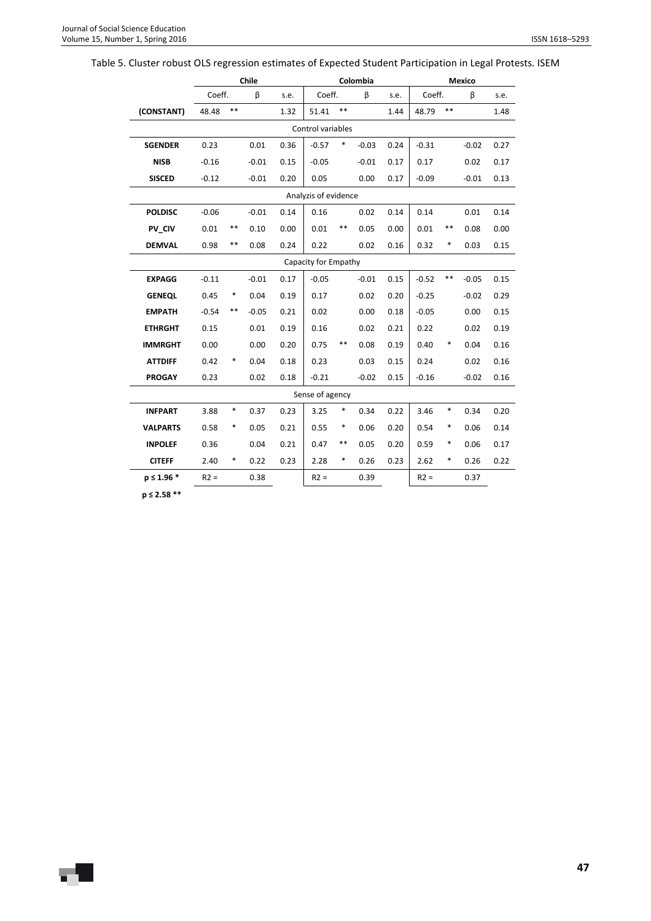Table 5. Cluster robust OLS regression estimates of Expected Student Participation in Legal Protests. ISEM

| | Chile | | | | Colombia | | | | Mexico | | | |
|---|---|---|---|---|---|---|---|---|---|---|---|---|
| | Coeff. | | β | s.e. | Coeff. | | β | s.e. | Coeff. | | β | s.e. |
| **(CONSTANT)** | 48.48 | ** | | 1.32 | 51.41 | ** | | 1.44 | 48.79 | ** | | 1.48 |
| Control variables | | | | | | | | | | | | |
| **SGENDER** | 0.23 | | 0.01 | 0.36 | -0.57 | * | -0.03 | 0.24 | -0.31 | | -0.02 | 0.27 |
| **NISB** | -0.16 | | -0.01 | 0.15 | -0.05 | | -0.01 | 0.17 | 0.17 | | 0.02 | 0.17 |
| **SISCED** | -0.12 | | -0.01 | 0.20 | 0.05 | | 0.00 | 0.17 | -0.09 | | -0.01 | 0.13 |
| Analyzis of evidence | | | | | | | | | | | | |
| **POLDISC** | -0.06 | | -0.01 | 0.14 | 0.16 | | 0.02 | 0.14 | 0.14 | | 0.01 | 0.14 |
| **PV_CIV** | 0.01 | ** | 0.10 | 0.00 | 0.01 | ** | 0.05 | 0.00 | 0.01 | ** | 0.08 | 0.00 |
| **DEMVAL** | 0.98 | ** | 0.08 | 0.24 | 0.22 | | 0.02 | 0.16 | 0.32 | * | 0.03 | 0.15 |
| Capacity for Empathy | | | | | | | | | | | | |
| **EXPAGG** | -0.11 | | -0.01 | 0.17 | -0.05 | | -0.01 | 0.15 | -0.52 | ** | -0.05 | 0.15 |
| **GENEQL** | 0.45 | * | 0.04 | 0.19 | 0.17 | | 0.02 | 0.20 | -0.25 | | -0.02 | 0.29 |
| **EMPATH** | -0.54 | ** | -0.05 | 0.21 | 0.02 | | 0.00 | 0.18 | -0.05 | | 0.00 | 0.15 |
| **ETHRGHT** | 0.15 | | 0.01 | 0.19 | 0.16 | | 0.02 | 0.21 | 0.22 | | 0.02 | 0.19 |
| **IMMRGHT** | 0.00 | | 0.00 | 0.20 | 0.75 | ** | 0.08 | 0.19 | 0.40 | * | 0.04 | 0.16 |
| **ATTDIFF** | 0.42 | * | 0.04 | 0.18 | 0.23 | | 0.03 | 0.15 | 0.24 | | 0.02 | 0.16 |
| **PROGAY** | 0.23 | | 0.02 | 0.18 | -0.21 | | -0.02 | 0.15 | -0.16 | | -0.02 | 0.16 |
| Sense of agency | | | | | | | | | | | | |
| **INFPART** | 3.88 | * | 0.37 | 0.23 | 3.25 | * | 0.34 | 0.22 | 3.46 | * | 0.34 | 0.20 |
| **VALPARTS** | 0.58 | * | 0.05 | 0.21 | 0.55 | * | 0.06 | 0.20 | 0.54 | * | 0.06 | 0.14 |
| **INPOLEF** | 0.36 | | 0.04 | 0.21 | 0.47 | ** | 0.05 | 0.20 | 0.59 | * | 0.06 | 0.17 |
| **CITEFF** | 2.40 | * | 0.22 | 0.23 | 2.28 | * | 0.26 | 0.23 | 2.62 | * | 0.26 | 0.22 |
| **p ≤ 1.96 *** | $R2$ = | | 0.38 | | $R2$ = | | 0.39 | | $R2$ = | | 0.37 | |

**p ≤ 2.58 ****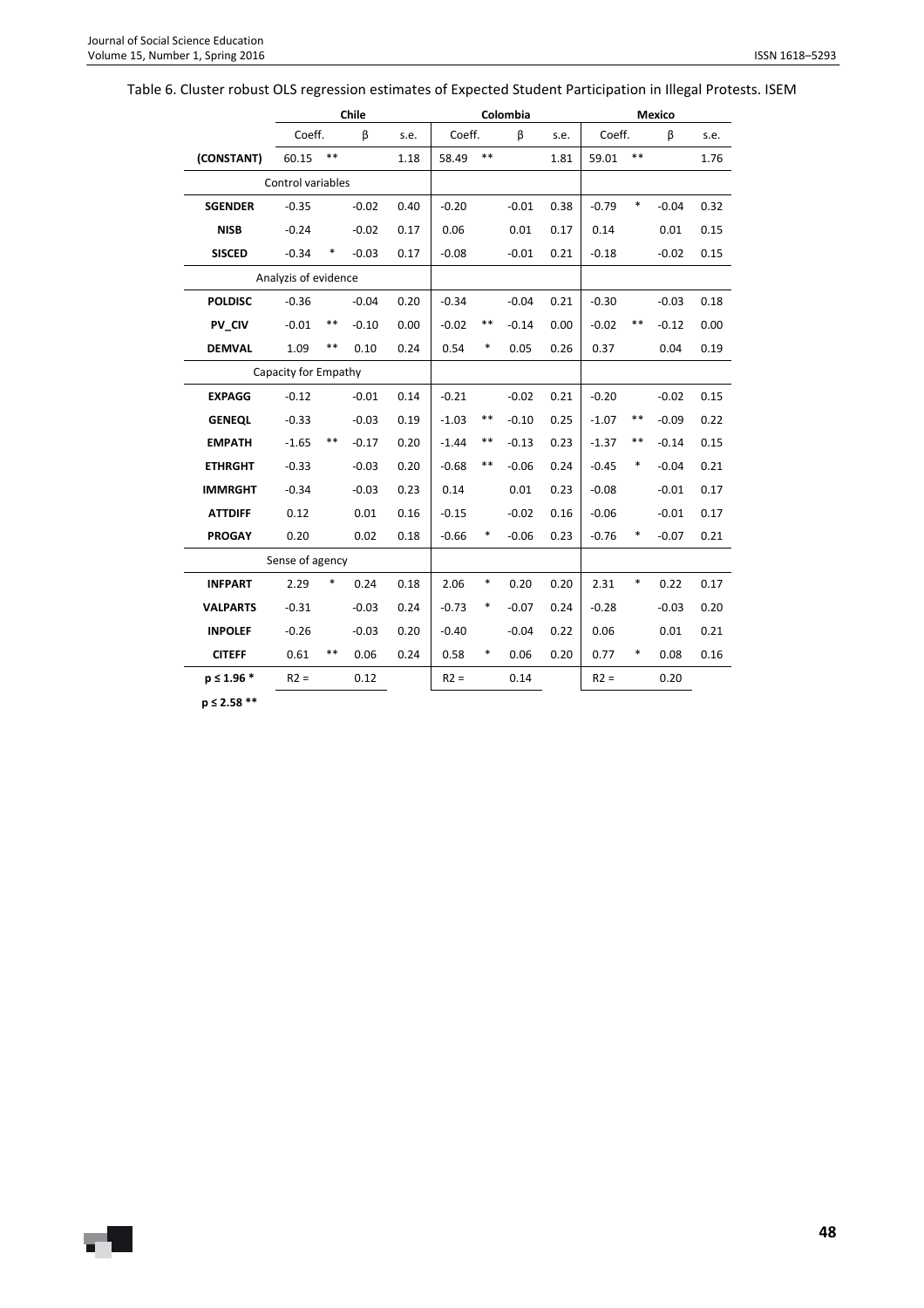Table 6. Cluster robust OLS regression estimates of Expected Student Participation in Illegal Protests. ISEM

| | Chile | | | | Colombia | | | | Mexico | | | |
|---|---|---|---|---|---|---|---|---|---|---|---|---|
| | Coeff. | | β | s.e. | Coeff. | | β | s.e. | Coeff. | | β | s.e. |
| **(CONSTANT)** | 60.15 | ** | | 1.18 | 58.49 | ** | | 1.81 | 59.01 | ** | | 1.76 |
| Control variables | | | | | | | | | | | | |
| **SGENDER** | -0.35 | | -0.02 | 0.40 | -0.20 | | -0.01 | 0.38 | -0.79 | * | -0.04 | 0.32 |
| **NISB** | -0.24 | | -0.02 | 0.17 | 0.06 | | 0.01 | 0.17 | 0.14 | | 0.01 | 0.15 |
| **SISCED** | -0.34 | * | -0.03 | 0.17 | -0.08 | | -0.01 | 0.21 | -0.18 | | -0.02 | 0.15 |
| Analyzis of evidence | | | | | | | | | | | | |
| **POLDISC** | -0.36 | | -0.04 | 0.20 | -0.34 | | -0.04 | 0.21 | -0.30 | | -0.03 | 0.18 |
| **PV_CIV** | -0.01 | ** | -0.10 | 0.00 | -0.02 | ** | -0.14 | 0.00 | -0.02 | ** | -0.12 | 0.00 |
| **DEMVAL** | 1.09 | ** | 0.10 | 0.24 | 0.54 | * | 0.05 | 0.26 | 0.37 | | 0.04 | 0.19 |
| Capacity for Empathy | | | | | | | | | | | | |
| **EXPAGG** | -0.12 | | -0.01 | 0.14 | -0.21 | | -0.02 | 0.21 | -0.20 | | -0.02 | 0.15 |
| **GENEQL** | -0.33 | | -0.03 | 0.19 | -1.03 | ** | -0.10 | 0.25 | -1.07 | ** | -0.09 | 0.22 |
| **EMPATH** | -1.65 | ** | -0.17 | 0.20 | -1.44 | ** | -0.13 | 0.23 | -1.37 | ** | -0.14 | 0.15 |
| **ETHRGHT** | -0.33 | | -0.03 | 0.20 | -0.68 | ** | -0.06 | 0.24 | -0.45 | * | -0.04 | 0.21 |
| **IMMRGHT** | -0.34 | | -0.03 | 0.23 | 0.14 | | 0.01 | 0.23 | -0.08 | | -0.01 | 0.17 |
| **ATTDIFF** | 0.12 | | 0.01 | 0.16 | -0.15 | | -0.02 | 0.16 | -0.06 | | -0.01 | 0.17 |
| **PROGAY** | 0.20 | | 0.02 | 0.18 | -0.66 | * | -0.06 | 0.23 | -0.76 | * | -0.07 | 0.21 |
| Sense of agency | | | | | | | | | | | | |
| **INFPART** | 2.29 | * | 0.24 | 0.18 | 2.06 | * | 0.20 | 0.20 | 2.31 | * | 0.22 | 0.17 |
| **VALPARTS** | -0.31 | | -0.03 | 0.24 | -0.73 | * | -0.07 | 0.24 | -0.28 | | -0.03 | 0.20 |
| **INPOLEF** | -0.26 | | -0.03 | 0.20 | -0.40 | | -0.04 | 0.22 | 0.06 | | 0.01 | 0.21 |
| **CITEFF** | 0.61 | ** | 0.06 | 0.24 | 0.58 | * | 0.06 | 0.20 | 0.77 | * | 0.08 | 0.16 |
| **p ≤ 1.96 *** | R2 = | | 0.12 | | R2 = | | 0.14 | | R2 = | | 0.20 | |

**p ≤ 2.58 ****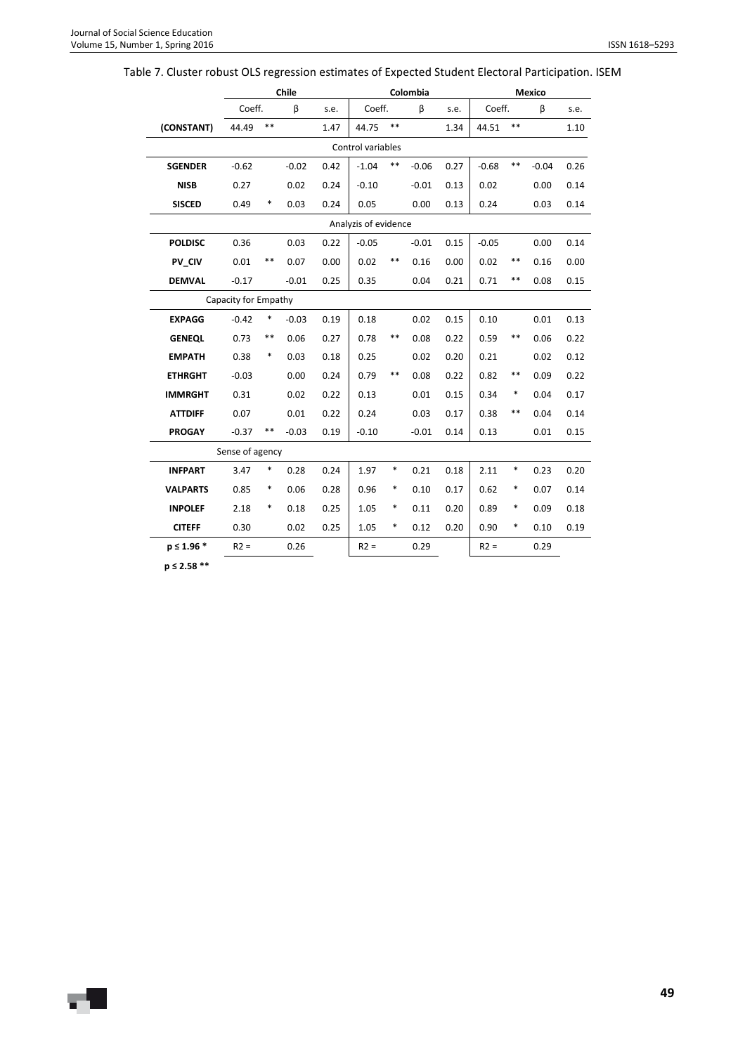Table 7. Cluster robust OLS regression estimates of Expected Student Electoral Participation. ISEM

| | Chile | | | | Colombia | | | | Mexico | | | |
|---|---|---|---|---|---|---|---|---|---|---|---|---|
| | Coeff. | | β | s.e. | Coeff. | | β | s.e. | Coeff. | | β | s.e. |
| **(CONSTANT)** | 44.49 | ** | | 1.47 | 44.75 | ** | | 1.34 | 44.51 | ** | | 1.10 |
| Control variables | | | | | | | | | | | | |
| **SGENDER** | -0.62 | | -0.02 | 0.42 | -1.04 | ** | -0.06 | 0.27 | -0.68 | ** | -0.04 | 0.26 |
| **NISB** | 0.27 | | 0.02 | 0.24 | -0.10 | | -0.01 | 0.13 | 0.02 | | 0.00 | 0.14 |
| **SISCED** | 0.49 | * | 0.03 | 0.24 | 0.05 | | 0.00 | 0.13 | 0.24 | | 0.03 | 0.14 |
| Analyzis of evidence | | | | | | | | | | | | |
| **POLDISC** | 0.36 | | 0.03 | 0.22 | -0.05 | | -0.01 | 0.15 | -0.05 | | 0.00 | 0.14 |
| **PV_CIV** | 0.01 | ** | 0.07 | 0.00 | 0.02 | ** | 0.16 | 0.00 | 0.02 | ** | 0.16 | 0.00 |
| **DEMVAL** | -0.17 | | -0.01 | 0.25 | 0.35 | | 0.04 | 0.21 | 0.71 | ** | 0.08 | 0.15 |
| Capacity for Empathy | | | | | | | | | | | | |
| **EXPAGG** | -0.42 | * | -0.03 | 0.19 | 0.18 | | 0.02 | 0.15 | 0.10 | | 0.01 | 0.13 |
| **GENEQL** | 0.73 | ** | 0.06 | 0.27 | 0.78 | ** | 0.08 | 0.22 | 0.59 | ** | 0.06 | 0.22 |
| **EMPATH** | 0.38 | * | 0.03 | 0.18 | 0.25 | | 0.02 | 0.20 | 0.21 | | 0.02 | 0.12 |
| **ETHRGHT** | -0.03 | | 0.00 | 0.24 | 0.79 | ** | 0.08 | 0.22 | 0.82 | ** | 0.09 | 0.22 |
| **IMMRGHT** | 0.31 | | 0.02 | 0.22 | 0.13 | | 0.01 | 0.15 | 0.34 | * | 0.04 | 0.17 |
| **ATTDIFF** | 0.07 | | 0.01 | 0.22 | 0.24 | | 0.03 | 0.17 | 0.38 | ** | 0.04 | 0.14 |
| **PROGAY** | -0.37 | ** | -0.03 | 0.19 | -0.10 | | -0.01 | 0.14 | 0.13 | | 0.01 | 0.15 |
| Sense of agency | | | | | | | | | | | | |
| **INFPART** | 3.47 | * | 0.28 | 0.24 | 1.97 | * | 0.21 | 0.18 | 2.11 | * | 0.23 | 0.20 |
| **VALPARTS** | 0.85 | * | 0.06 | 0.28 | 0.96 | * | 0.10 | 0.17 | 0.62 | * | 0.07 | 0.14 |
| **INPOLEF** | 2.18 | * | 0.18 | 0.25 | 1.05 | * | 0.11 | 0.20 | 0.89 | * | 0.09 | 0.18 |
| **CITEFF** | 0.30 | | 0.02 | 0.25 | 1.05 | * | 0.12 | 0.20 | 0.90 | * | 0.10 | 0.19 |
| **p ≤ 1.96 *** | R2 = | | 0.26 | | R2 = | | 0.29 | | R2 = | | 0.29 | |

**p ≤ 2.58 ****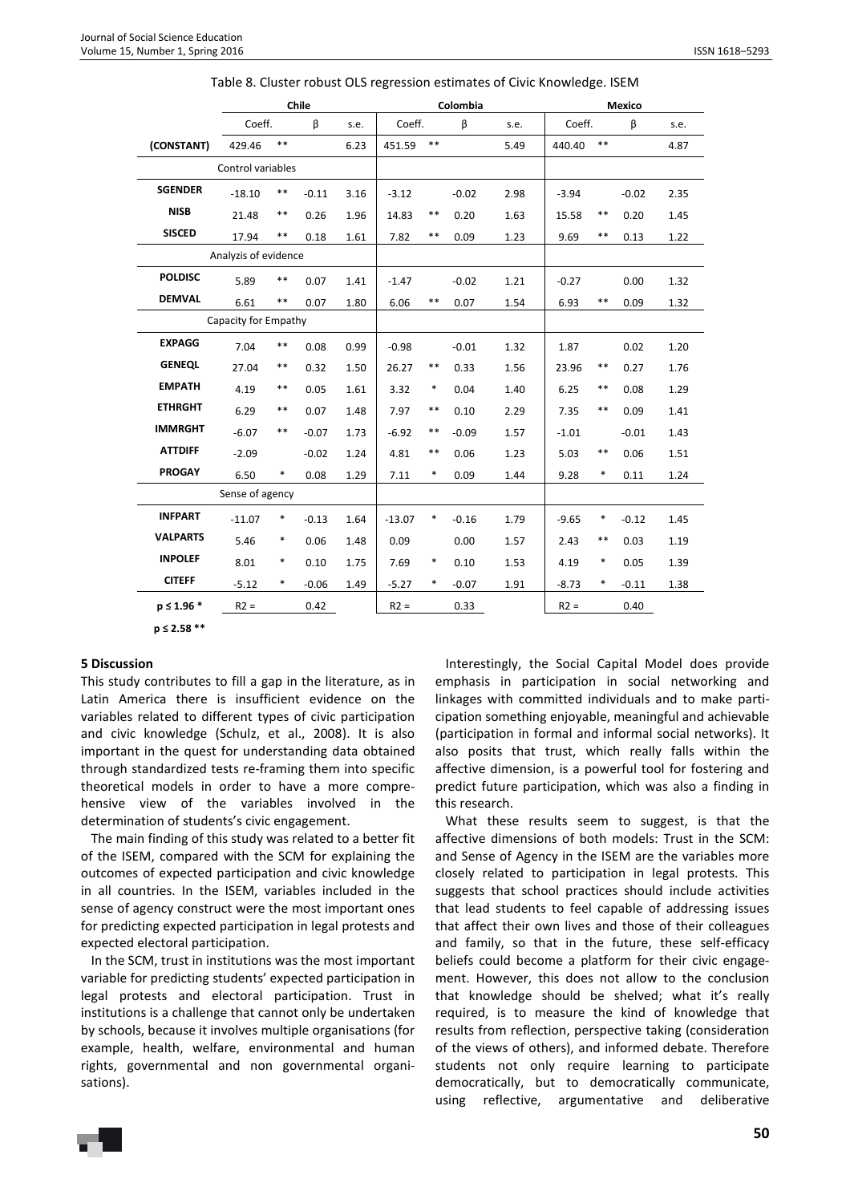Table 8. Cluster robust OLS regression estimates of Civic Knowledge. ISEM

| | Chile | | | | Colombia | | | | Mexico | | | |
|---|---|---|---|---|---|---|---|---|---|---|---|---|
| | Coeff. | | β | s.e. | Coeff. | | β | s.e. | Coeff. | | β | s.e. |
| **(CONSTANT)** | 429.46 | ** | | 6.23 | 451.59 | ** | | 5.49 | 440.40 | ** | | 4.87 |
| Control variables | | | | | | | | | | | | |
| **SGENDER** | -18.10 | ** | -0.11 | 3.16 | -3.12 | | -0.02 | 2.98 | -3.94 | | -0.02 | 2.35 |
| **NISB** | 21.48 | ** | 0.26 | 1.96 | 14.83 | ** | 0.20 | 1.63 | 15.58 | ** | 0.20 | 1.45 |
| **SISCED** | 17.94 | ** | 0.18 | 1.61 | 7.82 | ** | 0.09 | 1.23 | 9.69 | ** | 0.13 | 1.22 |
| Analyzis of evidence | | | | | | | | | | | | |
| **POLDISC** | 5.89 | ** | 0.07 | 1.41 | -1.47 | | -0.02 | 1.21 | -0.27 | | 0.00 | 1.32 |
| **DEMVAL** | 6.61 | ** | 0.07 | 1.80 | 6.06 | ** | 0.07 | 1.54 | 6.93 | ** | 0.09 | 1.32 |
| Capacity for Empathy | | | | | | | | | | | | |
| **EXPAGG** | 7.04 | ** | 0.08 | 0.99 | -0.98 | | -0.01 | 1.32 | 1.87 | | 0.02 | 1.20 |
| **GENEQL** | 27.04 | ** | 0.32 | 1.50 | 26.27 | ** | 0.33 | 1.56 | 23.96 | ** | 0.27 | 1.76 |
| **EMPATH** | 4.19 | ** | 0.05 | 1.61 | 3.32 | * | 0.04 | 1.40 | 6.25 | ** | 0.08 | 1.29 |
| **ETHRGHT** | 6.29 | ** | 0.07 | 1.48 | 7.97 | ** | 0.10 | 2.29 | 7.35 | ** | 0.09 | 1.41 |
| **IMMRGHT** | -6.07 | ** | -0.07 | 1.73 | -6.92 | ** | -0.09 | 1.57 | -1.01 | | -0.01 | 1.43 |
| **ATTDIFF** | -2.09 | | -0.02 | 1.24 | 4.81 | ** | 0.06 | 1.23 | 5.03 | ** | 0.06 | 1.51 |
| **PROGAY** | 6.50 | * | 0.08 | 1.29 | 7.11 | * | 0.09 | 1.44 | 9.28 | * | 0.11 | 1.24 |
| Sense of agency | | | | | | | | | | | | |
| **INFPART** | -11.07 | * | -0.13 | 1.64 | -13.07 | * | -0.16 | 1.79 | -9.65 | * | -0.12 | 1.45 |
| **VALPARTS** | 5.46 | * | 0.06 | 1.48 | 0.09 | | 0.00 | 1.57 | 2.43 | ** | 0.03 | 1.19 |
| **INPOLEF** | 8.01 | * | 0.10 | 1.75 | 7.69 | * | 0.10 | 1.53 | 4.19 | * | 0.05 | 1.39 |
| **CITEFF** | -5.12 | * | -0.06 | 1.49 | -5.27 | * | -0.07 | 1.91 | -8.73 | * | -0.11 | 1.38 |
| **p ≤ 1.96 *** | R2 = | | 0.42 | | R2 = | | 0.33 | | R2 = | | 0.40 | |

**p ≤ 2.58 ****

## 5 Discussion

This study contributes to fill a gap in the literature, as in Latin America there is insufficient evidence on the variables related to different types of civic participation and civic knowledge (Schulz, et al., 2008). It is also important in the quest for understanding data obtained through standardized tests re-framing them into specific theoretical models in order to have a more comprehensive view of the variables involved in the determination of students's civic engagement.

The main finding of this study was related to a better fit of the ISEM, compared with the SCM for explaining the outcomes of expected participation and civic knowledge in all countries. In the ISEM, variables included in the sense of agency construct were the most important ones for predicting expected participation in legal protests and expected electoral participation.

In the SCM, trust in institutions was the most important variable for predicting students' expected participation in legal protests and electoral participation. Trust in institutions is a challenge that cannot only be undertaken by schools, because it involves multiple organisations (for example, health, welfare, environmental and human rights, governmental and non governmental organisations).

Interestingly, the Social Capital Model does provide emphasis in participation in social networking and linkages with committed individuals and to make participation something enjoyable, meaningful and achievable (participation in formal and informal social networks). It also posits that trust, which really falls within the affective dimension, is a powerful tool for fostering and predict future participation, which was also a finding in this research.

What these results seem to suggest, is that the affective dimensions of both models: Trust in the SCM: and Sense of Agency in the ISEM are the variables more closely related to participation in legal protests. This suggests that school practices should include activities that lead students to feel capable of addressing issues that affect their own lives and those of their colleagues and family, so that in the future, these self-efficacy beliefs could become a platform for their civic engagement. However, this does not allow to the conclusion that knowledge should be shelved; what it's really required, is to measure the kind of knowledge that results from reflection, perspective taking (consideration of the views of others), and informed debate. Therefore students not only require learning to participate democratically, but to democratically communicate, using reflective, argumentative and deliberative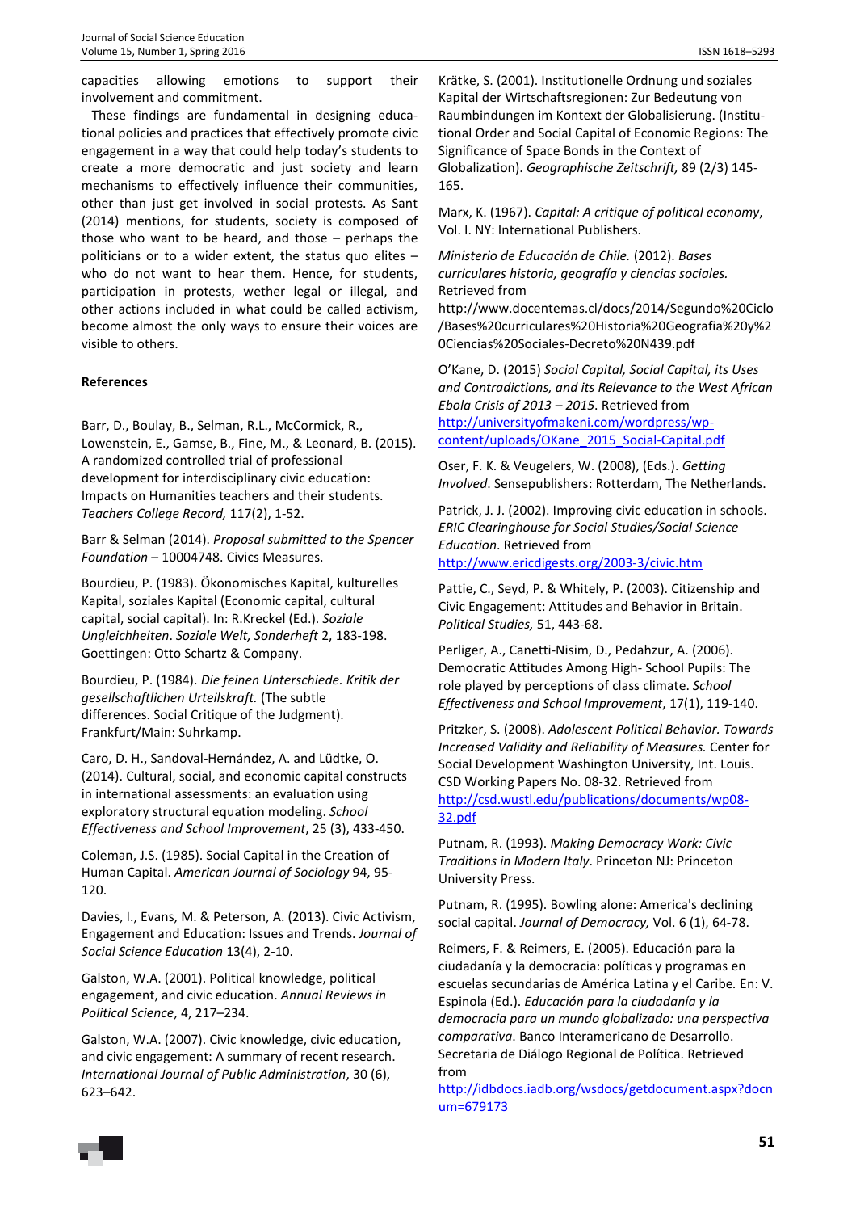capacities allowing emotions to support their involvement and commitment.

These findings are fundamental in designing educational policies and practices that effectively promote civic engagement in a way that could help today's students to create a more democratic and just society and learn mechanisms to effectively influence their communities, other than just get involved in social protests. As Sant (2014) mentions, for students, society is composed of those who want to be heard, and those – perhaps the politicians or to a wider extent, the status quo elites – who do not want to hear them. Hence, for students, participation in protests, wether legal or illegal, and other actions included in what could be called activism, become almost the only ways to ensure their voices are visible to others.

**References**

Barr, D., Boulay, B., Selman, R.L., McCormick, R., Lowenstein, E., Gamse, B., Fine, M., & Leonard, B. (2015). A randomized controlled trial of professional development for interdisciplinary civic education: Impacts on Humanities teachers and their students. *Teachers College Record,* 117(2), 1-52.

Barr & Selman (2014). *Proposal submitted to the Spencer Foundation* – 10004748. Civics Measures.

Bourdieu, P. (1983). Ökonomisches Kapital, kulturelles Kapital, soziales Kapital (Economic capital, cultural capital, social capital). In: R.Kreckel (Ed.). *Soziale Ungleichheiten*. *Soziale Welt, Sonderheft* 2, 183-198. Goettingen: Otto Schartz & Company.

Bourdieu, P. (1984). *Die feinen Unterschiede. Kritik der gesellschaftlichen Urteilskraft.* (The subtle differences. Social Critique of the Judgment). Frankfurt/Main: Suhrkamp.

Caro, D. H., Sandoval-Hernández, A. and Lüdtke, O. (2014). Cultural, social, and economic capital constructs in international assessments: an evaluation using exploratory structural equation modeling. *School Effectiveness and School Improvement*, 25 (3), 433-450.

Coleman, J.S. (1985). Social Capital in the Creation of Human Capital. *American Journal of Sociology* 94, 95-120.

Davies, I., Evans, M. & Peterson, A. (2013). Civic Activism, Engagement and Education: Issues and Trends. *Journal of Social Science Education* 13(4), 2-10.

Galston, W.A. (2001). Political knowledge, political engagement, and civic education. *Annual Reviews in Political Science*, 4, 217–234.

Galston, W.A. (2007). Civic knowledge, civic education, and civic engagement: A summary of recent research. *International Journal of Public Administration*, 30 (6), 623–642.

Krätke, S. (2001). Institutionelle Ordnung und soziales Kapital der Wirtschaftsregionen: Zur Bedeutung von Raumbindungen im Kontext der Globalisierung. (Institutional Order and Social Capital of Economic Regions: The Significance of Space Bonds in the Context of Globalization). *Geographische Zeitschrift,* 89 (2/3) 145-165.

Marx, K. (1967). *Capital: A critique of political economy*, Vol. I. NY: International Publishers.

*Ministerio de Educación de Chile.* (2012). *Bases curriculares historia, geografía y ciencias sociales.* Retrieved from http://www.docentemas.cl/docs/2014/Segundo%20Ciclo/Bases%20curriculares%20Historia%20Geografia%20y%20Ciencias%20Sociales-Decreto%20N439.pdf

O'Kane, D. (2015) *Social Capital, Social Capital, its Uses and Contradictions, and its Relevance to the West African Ebola Crisis of 2013 – 2015*. Retrieved from http://universityofmakeni.com/wordpress/wp-content/uploads/OKane_2015_Social-Capital.pdf

Oser, F. K. & Veugelers, W. (2008), (Eds.). *Getting Involved*. Sensepublishers: Rotterdam, The Netherlands.

Patrick, J. J. (2002). Improving civic education in schools. *ERIC Clearinghouse for Social Studies/Social Science Education*. Retrieved from http://www.ericdigests.org/2003-3/civic.htm

Pattie, C., Seyd, P. & Whitely, P. (2003). Citizenship and Civic Engagement: Attitudes and Behavior in Britain. *Political Studies,* 51, 443-68.

Perliger, A., Canetti-Nisim, D., Pedahzur, A. (2006). Democratic Attitudes Among High- School Pupils: The role played by perceptions of class climate. *School Effectiveness and School Improvement*, 17(1), 119-140.

Pritzker, S. (2008). *Adolescent Political Behavior. Towards Increased Validity and Reliability of Measures.* Center for Social Development Washington University, Int. Louis. CSD Working Papers No. 08-32. Retrieved from http://csd.wustl.edu/publications/documents/wp08-32.pdf

Putnam, R. (1993). *Making Democracy Work: Civic Traditions in Modern Italy*. Princeton NJ: Princeton University Press.

Putnam, R. (1995). Bowling alone: America's declining social capital. *Journal of Democracy,* Vol. 6 (1), 64-78.

Reimers, F. & Reimers, E. (2005). Educación para la ciudadanía y la democracia: políticas y programas en escuelas secundarias de América Latina y el Caribe*.* En: V. Espinola (Ed.). *Educación para la ciudadanía y la democracia para un mundo globalizado: una perspectiva comparativa*. Banco Interamericano de Desarrollo. Secretaria de Diálogo Regional de Política. Retrieved from http://idbdocs.iadb.org/wsdocs/getdocument.aspx?docnum=679173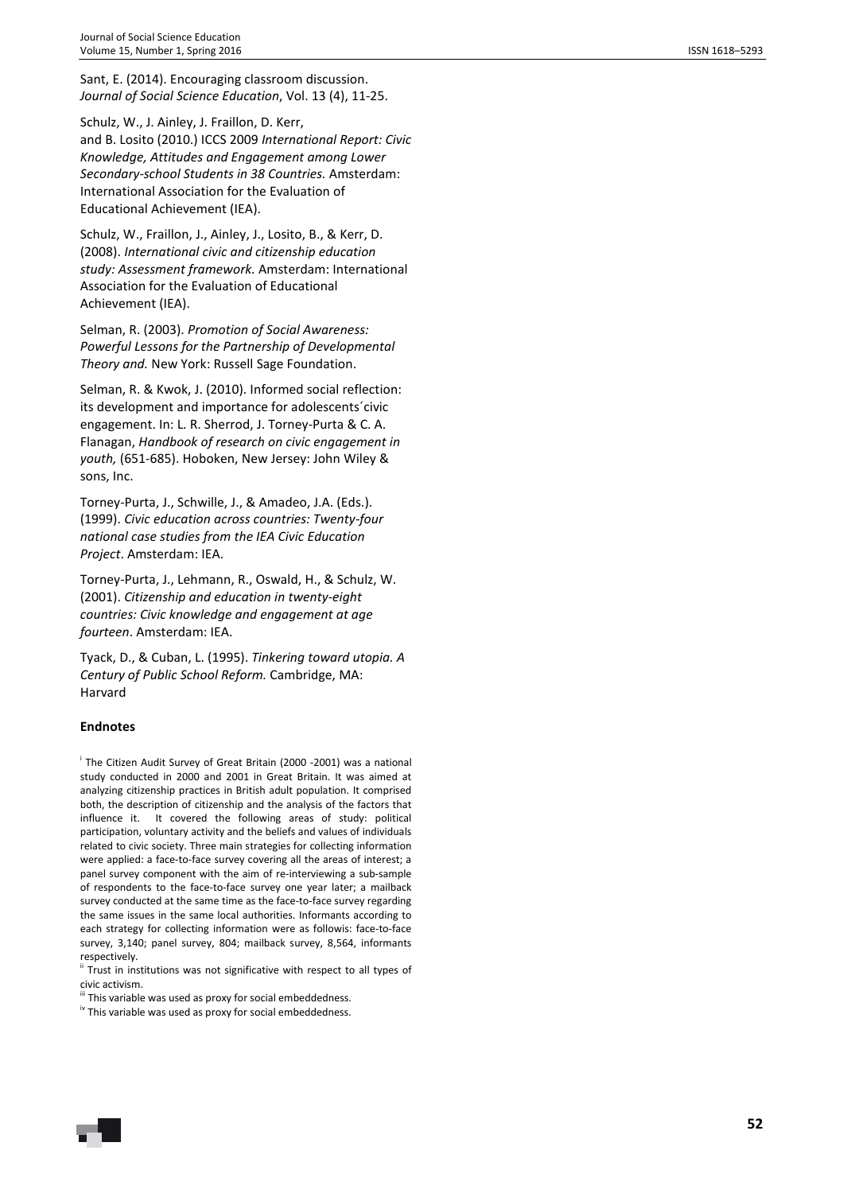Sant, E. (2014). Encouraging classroom discussion. *Journal of Social Science Education*, Vol. 13 (4), 11-25.

Schulz, W., J. Ainley, J. Fraillon, D. Kerr, and B. Losito (2010.) ICCS 2009 *International Report: Civic Knowledge, Attitudes and Engagement among Lower Secondary-school Students in 38 Countries.* Amsterdam: International Association for the Evaluation of Educational Achievement (IEA).

Schulz, W., Fraillon, J., Ainley, J., Losito, B., & Kerr, D. (2008). *International civic and citizenship education study: Assessment framework.* Amsterdam: International Association for the Evaluation of Educational Achievement (IEA).

Selman, R. (2003). *Promotion of Social Awareness: Powerful Lessons for the Partnership of Developmental Theory and.* New York: Russell Sage Foundation.

Selman, R. & Kwok, J. (2010). Informed social reflection: its development and importance for adolescents´civic engagement. In: L. R. Sherrod, J. Torney-Purta & C. A. Flanagan, *Handbook of research on civic engagement in youth,* (651-685). Hoboken, New Jersey: John Wiley & sons, Inc.

Torney-Purta, J., Schwille, J., & Amadeo, J.A. (Eds.). (1999). *Civic education across countries: Twenty-four national case studies from the IEA Civic Education Project*. Amsterdam: IEA.

Torney-Purta, J., Lehmann, R., Oswald, H., & Schulz, W. (2001). *Citizenship and education in twenty-eight countries: Civic knowledge and engagement at age fourteen*. Amsterdam: IEA.

Tyack, D., & Cuban, L. (1995). *Tinkering toward utopia. A Century of Public School Reform.* Cambridge, MA: Harvard

### Endnotes

[i] The Citizen Audit Survey of Great Britain (2000 -2001) was a national study conducted in 2000 and 2001 in Great Britain. It was aimed at analyzing citizenship practices in British adult population. It comprised both, the description of citizenship and the analysis of the factors that influence it. It covered the following areas of study: political participation, voluntary activity and the beliefs and values of individuals related to civic society. Three main strategies for collecting information were applied: a face-to-face survey covering all the areas of interest; a panel survey component with the aim of re-interviewing a sub-sample of respondents to the face-to-face survey one year later; a mailback survey conducted at the same time as the face-to-face survey regarding the same issues in the same local authorities. Informants according to each strategy for collecting information were as followis: face-to-face survey, 3,140; panel survey, 804; mailback survey, 8,564, informants respectively.

[ii] Trust in institutions was not significative with respect to all types of civic activism.

[iii] This variable was used as proxy for social embeddedness.

[iv] This variable was used as proxy for social embeddedness.